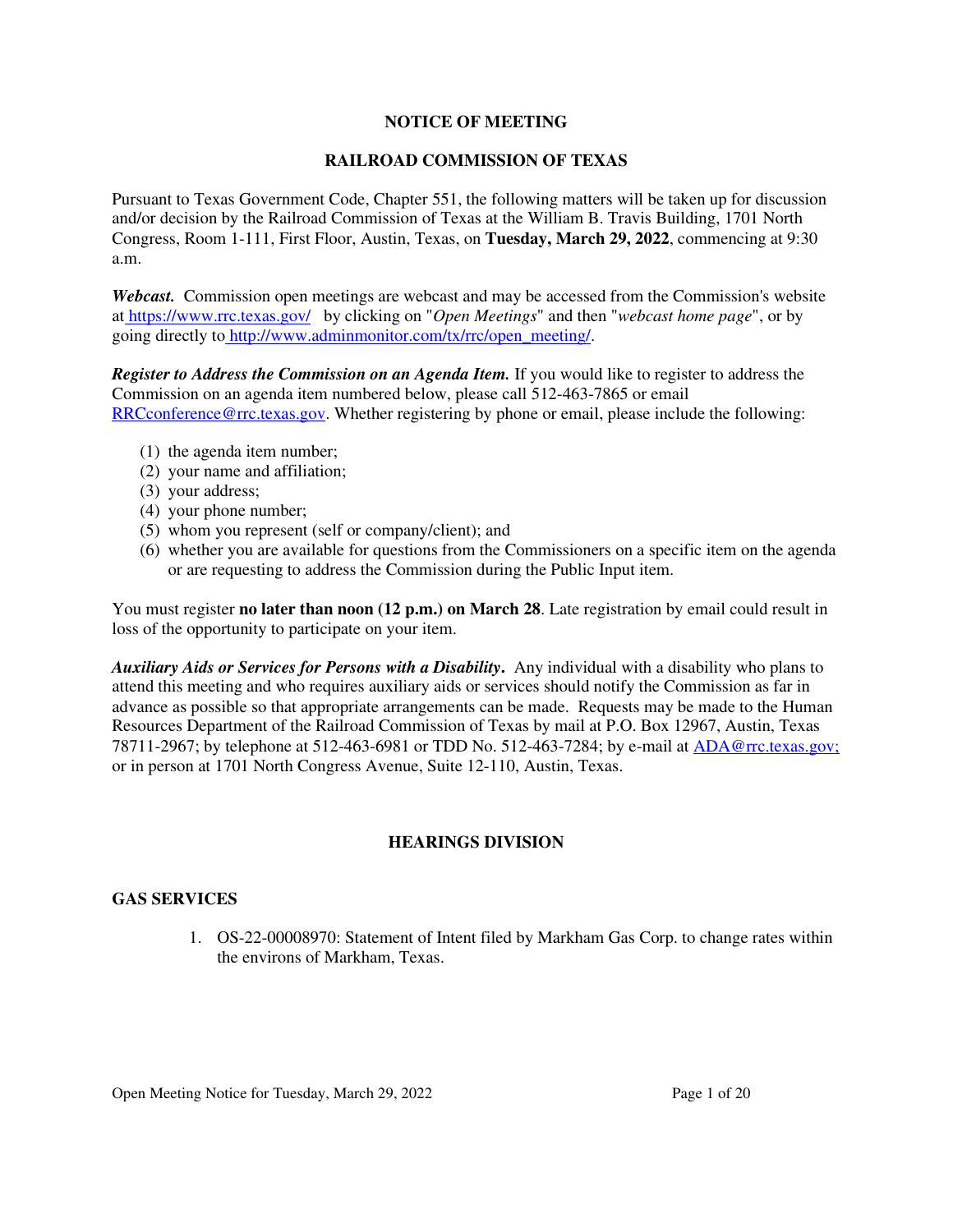# NOTICE OF MEETING

# RAILROAD COMMISSION OF TEXAS

Pursuant to Texas Government Code, Chapter 551, the following matters will be taken up for discussion and/or decision by the Railroad Commission of Texas at the William B. Travis Building, 1701 North Congress, Room 1-111, First Floor, Austin, Texas, on **Tuesday, March 29, 2022**, commencing at 9:30 a.m.

***Webcast.*** Commission open meetings are webcast and may be accessed from the Commission's website at https://www.rrc.texas.gov/ by clicking on "*Open Meetings*" and then "*webcast home page*", or by going directly to http://www.adminmonitor.com/tx/rrc/open_meeting/.

***Register to Address the Commission on an Agenda Item.*** If you would like to register to address the Commission on an agenda item numbered below, please call 512-463-7865 or email RRCconference@rrc.texas.gov. Whether registering by phone or email, please include the following:

(1) the agenda item number;
(2) your name and affiliation;
(3) your address;
(4) your phone number;
(5) whom you represent (self or company/client); and
(6) whether you are available for questions from the Commissioners on a specific item on the agenda or are requesting to address the Commission during the Public Input item.

You must register **no later than noon (12 p.m.) on March 28**. Late registration by email could result in loss of the opportunity to participate on your item.

***Auxiliary Aids or Services for Persons with a Disability.*** Any individual with a disability who plans to attend this meeting and who requires auxiliary aids or services should notify the Commission as far in advance as possible so that appropriate arrangements can be made. Requests may be made to the Human Resources Department of the Railroad Commission of Texas by mail at P.O. Box 12967, Austin, Texas 78711-2967; by telephone at 512-463-6981 or TDD No. 512-463-7284; by e-mail at ADA@rrc.texas.gov; or in person at 1701 North Congress Avenue, Suite 12-110, Austin, Texas.

## HEARINGS DIVISION

### GAS SERVICES

1. OS-22-00008970: Statement of Intent filed by Markham Gas Corp. to change rates within the environs of Markham, Texas.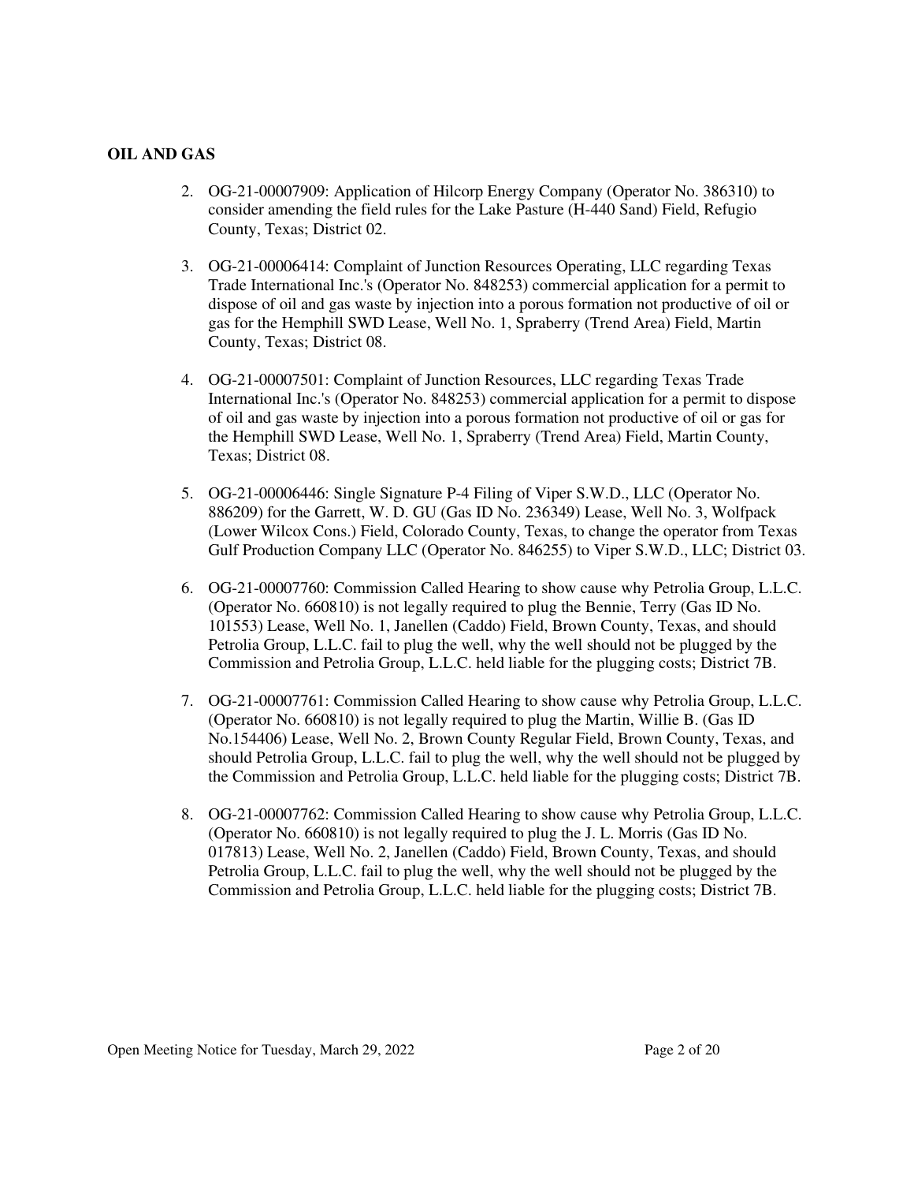**OIL AND GAS**

2. OG-21-00007909: Application of Hilcorp Energy Company (Operator No. 386310) to consider amending the field rules for the Lake Pasture (H-440 Sand) Field, Refugio County, Texas; District 02.

3. OG-21-00006414: Complaint of Junction Resources Operating, LLC regarding Texas Trade International Inc.'s (Operator No. 848253) commercial application for a permit to dispose of oil and gas waste by injection into a porous formation not productive of oil or gas for the Hemphill SWD Lease, Well No. 1, Spraberry (Trend Area) Field, Martin County, Texas; District 08.

4. OG-21-00007501: Complaint of Junction Resources, LLC regarding Texas Trade International Inc.'s (Operator No. 848253) commercial application for a permit to dispose of oil and gas waste by injection into a porous formation not productive of oil or gas for the Hemphill SWD Lease, Well No. 1, Spraberry (Trend Area) Field, Martin County, Texas; District 08.

5. OG-21-00006446: Single Signature P-4 Filing of Viper S.W.D., LLC (Operator No. 886209) for the Garrett, W. D. GU (Gas ID No. 236349) Lease, Well No. 3, Wolfpack (Lower Wilcox Cons.) Field, Colorado County, Texas, to change the operator from Texas Gulf Production Company LLC (Operator No. 846255) to Viper S.W.D., LLC; District 03.

6. OG-21-00007760: Commission Called Hearing to show cause why Petrolia Group, L.L.C. (Operator No. 660810) is not legally required to plug the Bennie, Terry (Gas ID No. 101553) Lease, Well No. 1, Janellen (Caddo) Field, Brown County, Texas, and should Petrolia Group, L.L.C. fail to plug the well, why the well should not be plugged by the Commission and Petrolia Group, L.L.C. held liable for the plugging costs; District 7B.

7. OG-21-00007761: Commission Called Hearing to show cause why Petrolia Group, L.L.C. (Operator No. 660810) is not legally required to plug the Martin, Willie B. (Gas ID No.154406) Lease, Well No. 2, Brown County Regular Field, Brown County, Texas, and should Petrolia Group, L.L.C. fail to plug the well, why the well should not be plugged by the Commission and Petrolia Group, L.L.C. held liable for the plugging costs; District 7B.

8. OG-21-00007762: Commission Called Hearing to show cause why Petrolia Group, L.L.C. (Operator No. 660810) is not legally required to plug the J. L. Morris (Gas ID No. 017813) Lease, Well No. 2, Janellen (Caddo) Field, Brown County, Texas, and should Petrolia Group, L.L.C. fail to plug the well, why the well should not be plugged by the Commission and Petrolia Group, L.L.C. held liable for the plugging costs; District 7B.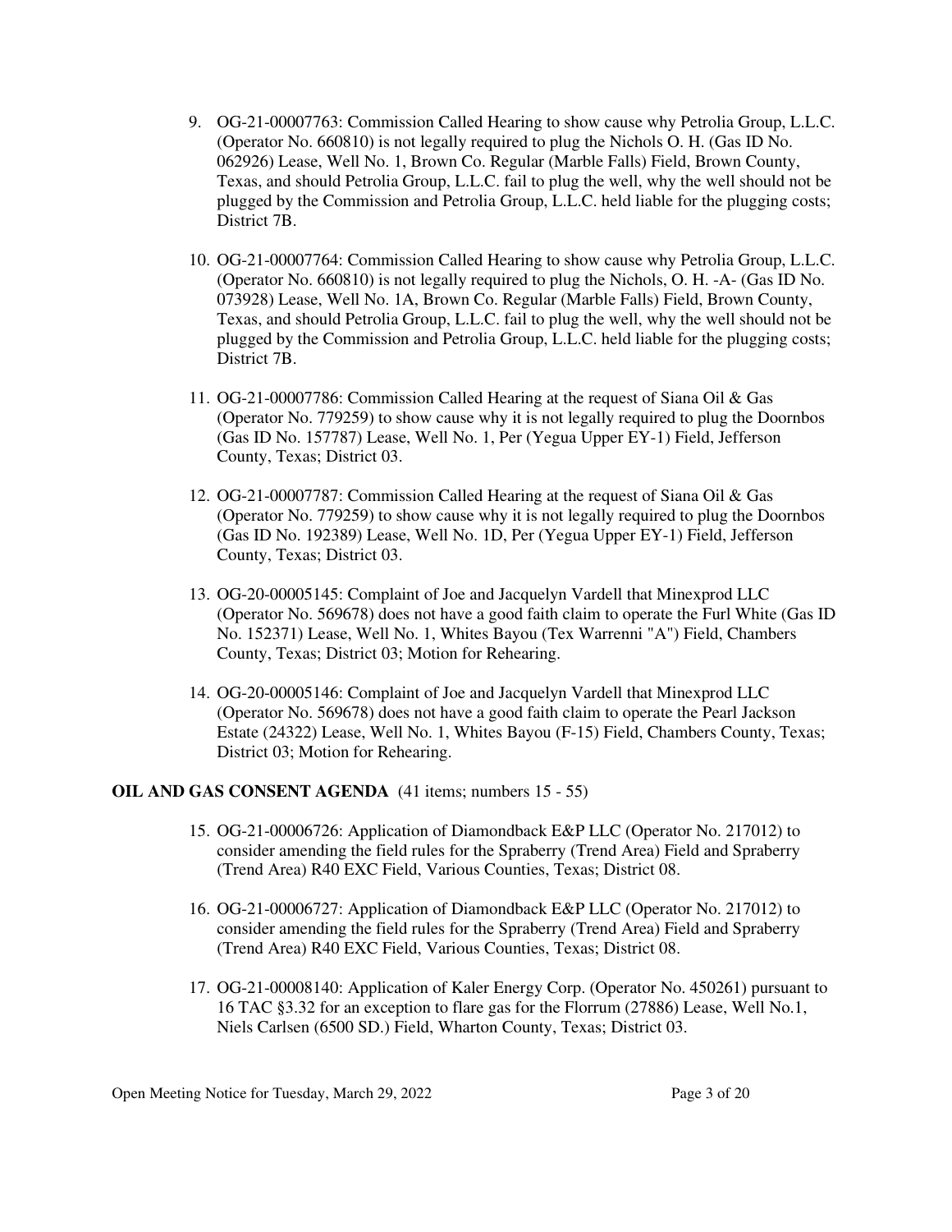9. OG-21-00007763: Commission Called Hearing to show cause why Petrolia Group, L.L.C. (Operator No. 660810) is not legally required to plug the Nichols O. H. (Gas ID No. 062926) Lease, Well No. 1, Brown Co. Regular (Marble Falls) Field, Brown County, Texas, and should Petrolia Group, L.L.C. fail to plug the well, why the well should not be plugged by the Commission and Petrolia Group, L.L.C. held liable for the plugging costs; District 7B.

10. OG-21-00007764: Commission Called Hearing to show cause why Petrolia Group, L.L.C. (Operator No. 660810) is not legally required to plug the Nichols, O. H. -A- (Gas ID No. 073928) Lease, Well No. 1A, Brown Co. Regular (Marble Falls) Field, Brown County, Texas, and should Petrolia Group, L.L.C. fail to plug the well, why the well should not be plugged by the Commission and Petrolia Group, L.L.C. held liable for the plugging costs; District 7B.

11. OG-21-00007786: Commission Called Hearing at the request of Siana Oil & Gas (Operator No. 779259) to show cause why it is not legally required to plug the Doornbos (Gas ID No. 157787) Lease, Well No. 1, Per (Yegua Upper EY-1) Field, Jefferson County, Texas; District 03.

12. OG-21-00007787: Commission Called Hearing at the request of Siana Oil & Gas (Operator No. 779259) to show cause why it is not legally required to plug the Doornbos (Gas ID No. 192389) Lease, Well No. 1D, Per (Yegua Upper EY-1) Field, Jefferson County, Texas; District 03.

13. OG-20-00005145: Complaint of Joe and Jacquelyn Vardell that Minexprod LLC (Operator No. 569678) does not have a good faith claim to operate the Furl White (Gas ID No. 152371) Lease, Well No. 1, Whites Bayou (Tex Warrenni "A") Field, Chambers County, Texas; District 03; Motion for Rehearing.

14. OG-20-00005146: Complaint of Joe and Jacquelyn Vardell that Minexprod LLC (Operator No. 569678) does not have a good faith claim to operate the Pearl Jackson Estate (24322) Lease, Well No. 1, Whites Bayou (F-15) Field, Chambers County, Texas; District 03; Motion for Rehearing.

**OIL AND GAS CONSENT AGENDA** (41 items; numbers 15 - 55)

15. OG-21-00006726: Application of Diamondback E&P LLC (Operator No. 217012) to consider amending the field rules for the Spraberry (Trend Area) Field and Spraberry (Trend Area) R40 EXC Field, Various Counties, Texas; District 08.

16. OG-21-00006727: Application of Diamondback E&P LLC (Operator No. 217012) to consider amending the field rules for the Spraberry (Trend Area) Field and Spraberry (Trend Area) R40 EXC Field, Various Counties, Texas; District 08.

17. OG-21-00008140: Application of Kaler Energy Corp. (Operator No. 450261) pursuant to 16 TAC §3.32 for an exception to flare gas for the Florrum (27886) Lease, Well No.1, Niels Carlsen (6500 SD.) Field, Wharton County, Texas; District 03.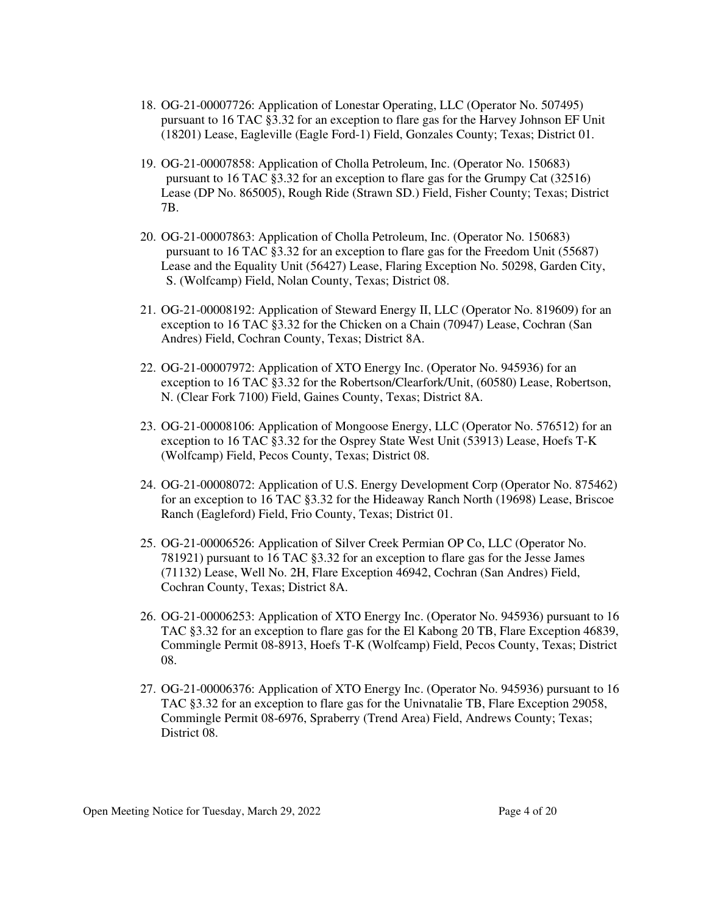18. OG-21-00007726: Application of Lonestar Operating, LLC (Operator No. 507495) pursuant to 16 TAC §3.32 for an exception to flare gas for the Harvey Johnson EF Unit (18201) Lease, Eagleville (Eagle Ford-1) Field, Gonzales County; Texas; District 01.

19. OG-21-00007858: Application of Cholla Petroleum, Inc. (Operator No. 150683) pursuant to 16 TAC §3.32 for an exception to flare gas for the Grumpy Cat (32516) Lease (DP No. 865005), Rough Ride (Strawn SD.) Field, Fisher County; Texas; District 7B.

20. OG-21-00007863: Application of Cholla Petroleum, Inc. (Operator No. 150683) pursuant to 16 TAC §3.32 for an exception to flare gas for the Freedom Unit (55687) Lease and the Equality Unit (56427) Lease, Flaring Exception No. 50298, Garden City, S. (Wolfcamp) Field, Nolan County, Texas; District 08.

21. OG-21-00008192: Application of Steward Energy II, LLC (Operator No. 819609) for an exception to 16 TAC §3.32 for the Chicken on a Chain (70947) Lease, Cochran (San Andres) Field, Cochran County, Texas; District 8A.

22. OG-21-00007972: Application of XTO Energy Inc. (Operator No. 945936) for an exception to 16 TAC §3.32 for the Robertson/Clearfork/Unit, (60580) Lease, Robertson, N. (Clear Fork 7100) Field, Gaines County, Texas; District 8A.

23. OG-21-00008106: Application of Mongoose Energy, LLC (Operator No. 576512) for an exception to 16 TAC §3.32 for the Osprey State West Unit (53913) Lease, Hoefs T-K (Wolfcamp) Field, Pecos County, Texas; District 08.

24. OG-21-00008072: Application of U.S. Energy Development Corp (Operator No. 875462) for an exception to 16 TAC §3.32 for the Hideaway Ranch North (19698) Lease, Briscoe Ranch (Eagleford) Field, Frio County, Texas; District 01.

25. OG-21-00006526: Application of Silver Creek Permian OP Co, LLC (Operator No. 781921) pursuant to 16 TAC §3.32 for an exception to flare gas for the Jesse James (71132) Lease, Well No. 2H, Flare Exception 46942, Cochran (San Andres) Field, Cochran County, Texas; District 8A.

26. OG-21-00006253: Application of XTO Energy Inc. (Operator No. 945936) pursuant to 16 TAC §3.32 for an exception to flare gas for the El Kabong 20 TB, Flare Exception 46839, Commingle Permit 08-8913, Hoefs T-K (Wolfcamp) Field, Pecos County, Texas; District 08.

27. OG-21-00006376: Application of XTO Energy Inc. (Operator No. 945936) pursuant to 16 TAC §3.32 for an exception to flare gas for the Univnatalie TB, Flare Exception 29058, Commingle Permit 08-6976, Spraberry (Trend Area) Field, Andrews County; Texas; District 08.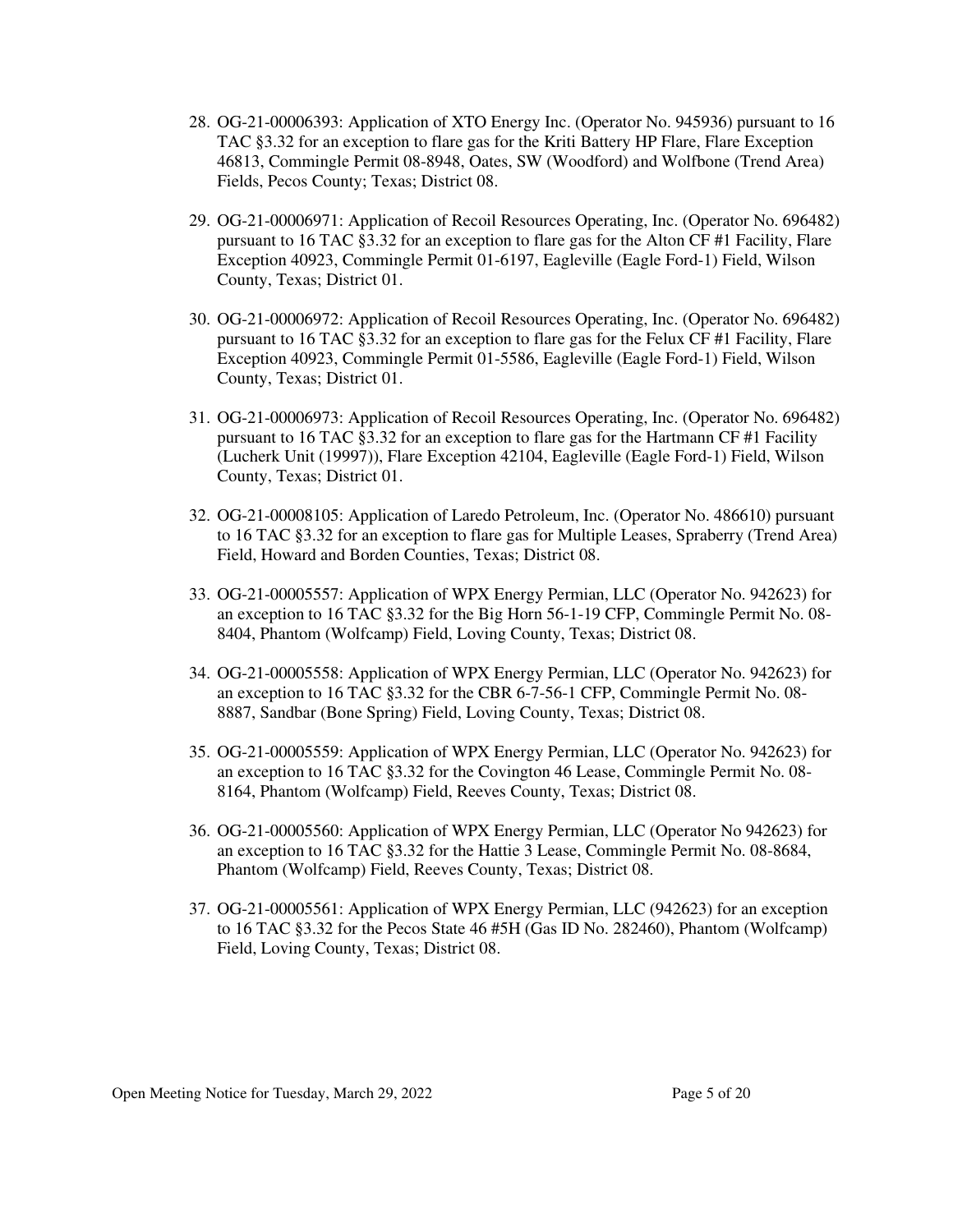28. OG-21-00006393: Application of XTO Energy Inc. (Operator No. 945936) pursuant to 16 TAC §3.32 for an exception to flare gas for the Kriti Battery HP Flare, Flare Exception 46813, Commingle Permit 08-8948, Oates, SW (Woodford) and Wolfbone (Trend Area) Fields, Pecos County; Texas; District 08.

29. OG-21-00006971: Application of Recoil Resources Operating, Inc. (Operator No. 696482) pursuant to 16 TAC §3.32 for an exception to flare gas for the Alton CF #1 Facility, Flare Exception 40923, Commingle Permit 01-6197, Eagleville (Eagle Ford-1) Field, Wilson County, Texas; District 01.

30. OG-21-00006972: Application of Recoil Resources Operating, Inc. (Operator No. 696482) pursuant to 16 TAC §3.32 for an exception to flare gas for the Felux CF #1 Facility, Flare Exception 40923, Commingle Permit 01-5586, Eagleville (Eagle Ford-1) Field, Wilson County, Texas; District 01.

31. OG-21-00006973: Application of Recoil Resources Operating, Inc. (Operator No. 696482) pursuant to 16 TAC §3.32 for an exception to flare gas for the Hartmann CF #1 Facility (Lucherk Unit (19997)), Flare Exception 42104, Eagleville (Eagle Ford-1) Field, Wilson County, Texas; District 01.

32. OG-21-00008105: Application of Laredo Petroleum, Inc. (Operator No. 486610) pursuant to 16 TAC §3.32 for an exception to flare gas for Multiple Leases, Spraberry (Trend Area) Field, Howard and Borden Counties, Texas; District 08.

33. OG-21-00005557: Application of WPX Energy Permian, LLC (Operator No. 942623) for an exception to 16 TAC §3.32 for the Big Horn 56-1-19 CFP, Commingle Permit No. 08-8404, Phantom (Wolfcamp) Field, Loving County, Texas; District 08.

34. OG-21-00005558: Application of WPX Energy Permian, LLC (Operator No. 942623) for an exception to 16 TAC §3.32 for the CBR 6-7-56-1 CFP, Commingle Permit No. 08-8887, Sandbar (Bone Spring) Field, Loving County, Texas; District 08.

35. OG-21-00005559: Application of WPX Energy Permian, LLC (Operator No. 942623) for an exception to 16 TAC §3.32 for the Covington 46 Lease, Commingle Permit No. 08-8164, Phantom (Wolfcamp) Field, Reeves County, Texas; District 08.

36. OG-21-00005560: Application of WPX Energy Permian, LLC (Operator No 942623) for an exception to 16 TAC §3.32 for the Hattie 3 Lease, Commingle Permit No. 08-8684, Phantom (Wolfcamp) Field, Reeves County, Texas; District 08.

37. OG-21-00005561: Application of WPX Energy Permian, LLC (942623) for an exception to 16 TAC §3.32 for the Pecos State 46 #5H (Gas ID No. 282460), Phantom (Wolfcamp) Field, Loving County, Texas; District 08.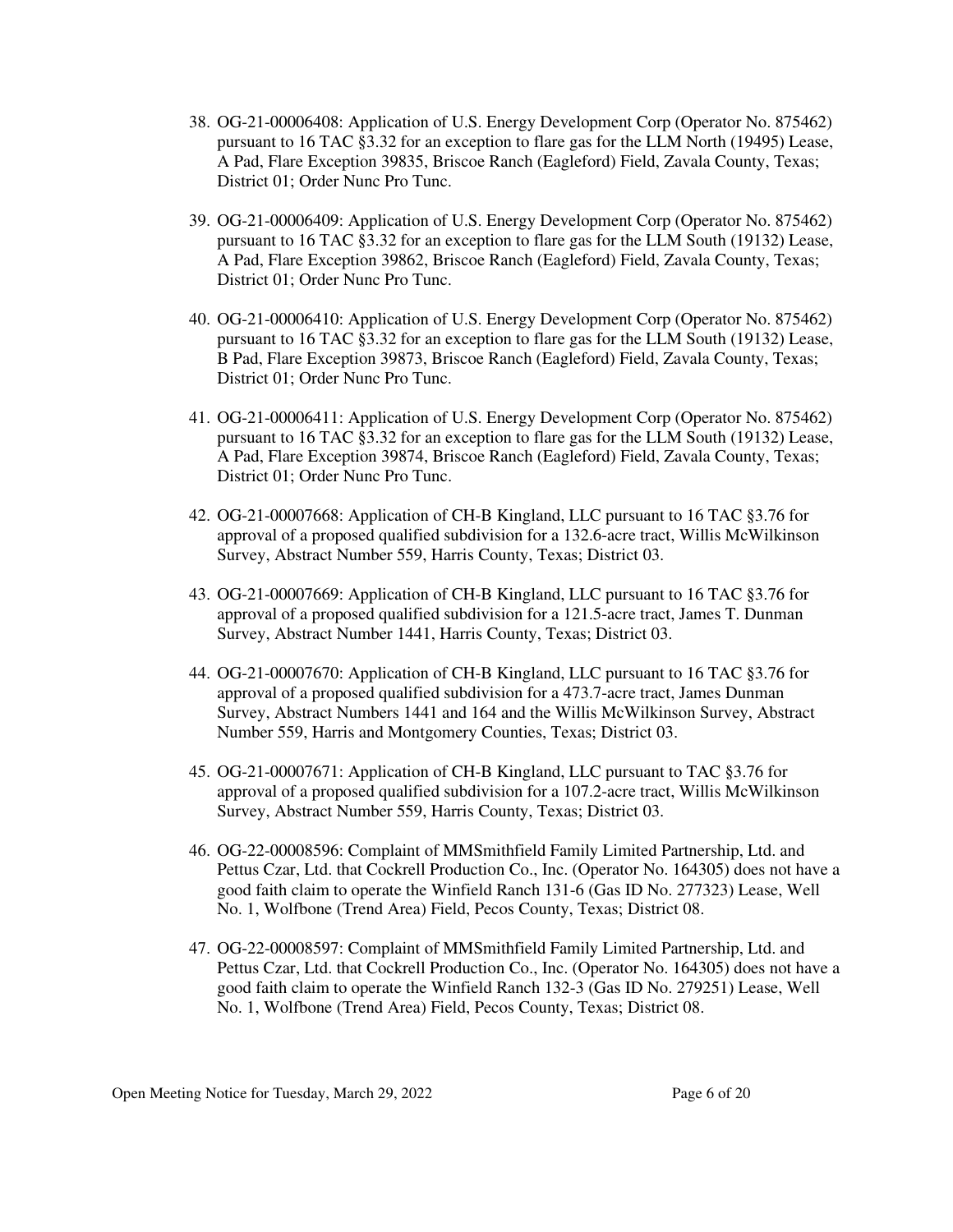38. OG-21-00006408: Application of U.S. Energy Development Corp (Operator No. 875462) pursuant to 16 TAC §3.32 for an exception to flare gas for the LLM North (19495) Lease, A Pad, Flare Exception 39835, Briscoe Ranch (Eagleford) Field, Zavala County, Texas; District 01; Order Nunc Pro Tunc.

39. OG-21-00006409: Application of U.S. Energy Development Corp (Operator No. 875462) pursuant to 16 TAC §3.32 for an exception to flare gas for the LLM South (19132) Lease, A Pad, Flare Exception 39862, Briscoe Ranch (Eagleford) Field, Zavala County, Texas; District 01; Order Nunc Pro Tunc.

40. OG-21-00006410: Application of U.S. Energy Development Corp (Operator No. 875462) pursuant to 16 TAC §3.32 for an exception to flare gas for the LLM South (19132) Lease, B Pad, Flare Exception 39873, Briscoe Ranch (Eagleford) Field, Zavala County, Texas; District 01; Order Nunc Pro Tunc.

41. OG-21-00006411: Application of U.S. Energy Development Corp (Operator No. 875462) pursuant to 16 TAC §3.32 for an exception to flare gas for the LLM South (19132) Lease, A Pad, Flare Exception 39874, Briscoe Ranch (Eagleford) Field, Zavala County, Texas; District 01; Order Nunc Pro Tunc.

42. OG-21-00007668: Application of CH-B Kingland, LLC pursuant to 16 TAC §3.76 for approval of a proposed qualified subdivision for a 132.6-acre tract, Willis McWilkinson Survey, Abstract Number 559, Harris County, Texas; District 03.

43. OG-21-00007669: Application of CH-B Kingland, LLC pursuant to 16 TAC §3.76 for approval of a proposed qualified subdivision for a 121.5-acre tract, James T. Dunman Survey, Abstract Number 1441, Harris County, Texas; District 03.

44. OG-21-00007670: Application of CH-B Kingland, LLC pursuant to 16 TAC §3.76 for approval of a proposed qualified subdivision for a 473.7-acre tract, James Dunman Survey, Abstract Numbers 1441 and 164 and the Willis McWilkinson Survey, Abstract Number 559, Harris and Montgomery Counties, Texas; District 03.

45. OG-21-00007671: Application of CH-B Kingland, LLC pursuant to TAC §3.76 for approval of a proposed qualified subdivision for a 107.2-acre tract, Willis McWilkinson Survey, Abstract Number 559, Harris County, Texas; District 03.

46. OG-22-00008596: Complaint of MMSmithfield Family Limited Partnership, Ltd. and Pettus Czar, Ltd. that Cockrell Production Co., Inc. (Operator No. 164305) does not have a good faith claim to operate the Winfield Ranch 131-6 (Gas ID No. 277323) Lease, Well No. 1, Wolfbone (Trend Area) Field, Pecos County, Texas; District 08.

47. OG-22-00008597: Complaint of MMSmithfield Family Limited Partnership, Ltd. and Pettus Czar, Ltd. that Cockrell Production Co., Inc. (Operator No. 164305) does not have a good faith claim to operate the Winfield Ranch 132-3 (Gas ID No. 279251) Lease, Well No. 1, Wolfbone (Trend Area) Field, Pecos County, Texas; District 08.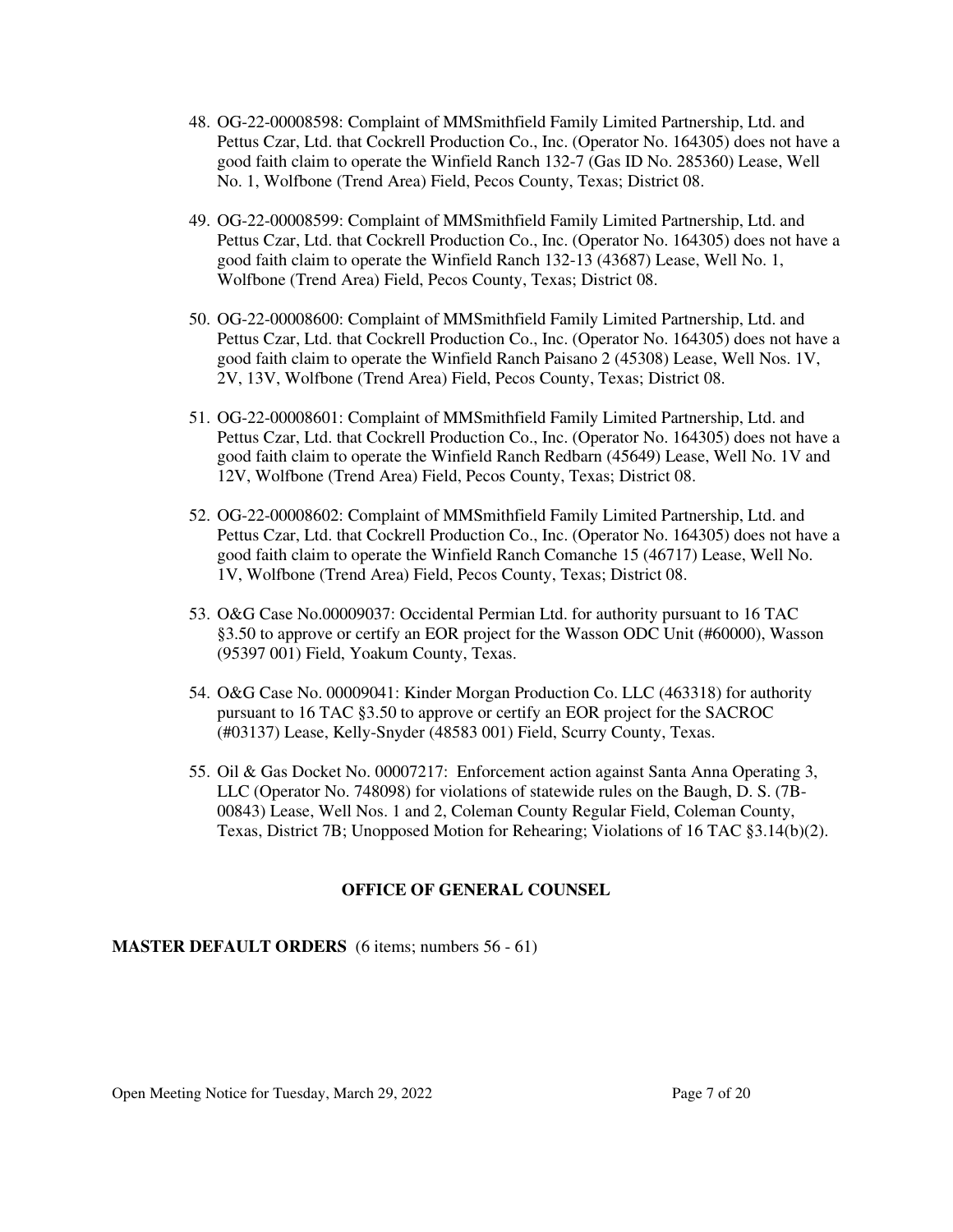48. OG-22-00008598: Complaint of MMSmithfield Family Limited Partnership, Ltd. and Pettus Czar, Ltd. that Cockrell Production Co., Inc. (Operator No. 164305) does not have a good faith claim to operate the Winfield Ranch 132-7 (Gas ID No. 285360) Lease, Well No. 1, Wolfbone (Trend Area) Field, Pecos County, Texas; District 08.

49. OG-22-00008599: Complaint of MMSmithfield Family Limited Partnership, Ltd. and Pettus Czar, Ltd. that Cockrell Production Co., Inc. (Operator No. 164305) does not have a good faith claim to operate the Winfield Ranch 132-13 (43687) Lease, Well No. 1, Wolfbone (Trend Area) Field, Pecos County, Texas; District 08.

50. OG-22-00008600: Complaint of MMSmithfield Family Limited Partnership, Ltd. and Pettus Czar, Ltd. that Cockrell Production Co., Inc. (Operator No. 164305) does not have a good faith claim to operate the Winfield Ranch Paisano 2 (45308) Lease, Well Nos. 1V, 2V, 13V, Wolfbone (Trend Area) Field, Pecos County, Texas; District 08.

51. OG-22-00008601: Complaint of MMSmithfield Family Limited Partnership, Ltd. and Pettus Czar, Ltd. that Cockrell Production Co., Inc. (Operator No. 164305) does not have a good faith claim to operate the Winfield Ranch Redbarn (45649) Lease, Well No. 1V and 12V, Wolfbone (Trend Area) Field, Pecos County, Texas; District 08.

52. OG-22-00008602: Complaint of MMSmithfield Family Limited Partnership, Ltd. and Pettus Czar, Ltd. that Cockrell Production Co., Inc. (Operator No. 164305) does not have a good faith claim to operate the Winfield Ranch Comanche 15 (46717) Lease, Well No. 1V, Wolfbone (Trend Area) Field, Pecos County, Texas; District 08.

53. O&G Case No.00009037: Occidental Permian Ltd. for authority pursuant to 16 TAC §3.50 to approve or certify an EOR project for the Wasson ODC Unit (#60000), Wasson (95397 001) Field, Yoakum County, Texas.

54. O&G Case No. 00009041: Kinder Morgan Production Co. LLC (463318) for authority pursuant to 16 TAC §3.50 to approve or certify an EOR project for the SACROC (#03137) Lease, Kelly-Snyder (48583 001) Field, Scurry County, Texas.

55. Oil & Gas Docket No. 00007217: Enforcement action against Santa Anna Operating 3, LLC (Operator No. 748098) for violations of statewide rules on the Baugh, D. S. (7B-00843) Lease, Well Nos. 1 and 2, Coleman County Regular Field, Coleman County, Texas, District 7B; Unopposed Motion for Rehearing; Violations of 16 TAC §3.14(b)(2).

## OFFICE OF GENERAL COUNSEL

**MASTER DEFAULT ORDERS** (6 items; numbers 56 - 61)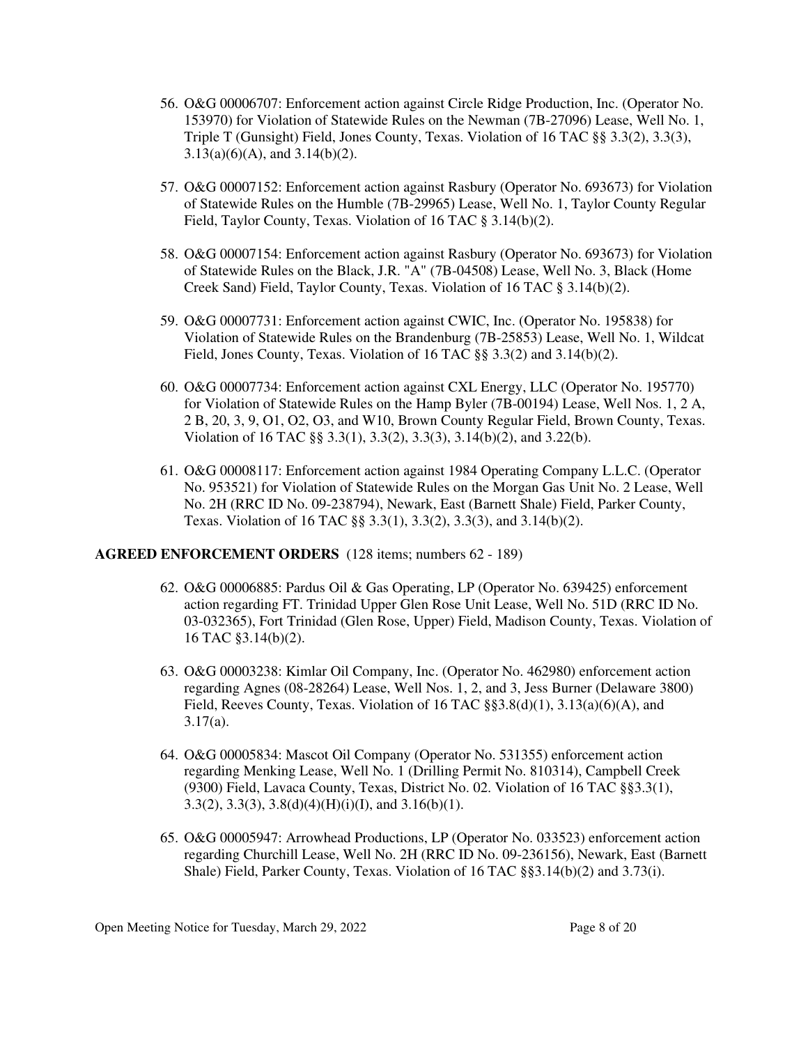56. O&G 00006707: Enforcement action against Circle Ridge Production, Inc. (Operator No. 153970) for Violation of Statewide Rules on the Newman (7B-27096) Lease, Well No. 1, Triple T (Gunsight) Field, Jones County, Texas. Violation of 16 TAC §§ 3.3(2), 3.3(3), 3.13(a)(6)(A), and 3.14(b)(2).

57. O&G 00007152: Enforcement action against Rasbury (Operator No. 693673) for Violation of Statewide Rules on the Humble (7B-29965) Lease, Well No. 1, Taylor County Regular Field, Taylor County, Texas. Violation of 16 TAC § 3.14(b)(2).

58. O&G 00007154: Enforcement action against Rasbury (Operator No. 693673) for Violation of Statewide Rules on the Black, J.R. "A" (7B-04508) Lease, Well No. 3, Black (Home Creek Sand) Field, Taylor County, Texas. Violation of 16 TAC § 3.14(b)(2).

59. O&G 00007731: Enforcement action against CWIC, Inc. (Operator No. 195838) for Violation of Statewide Rules on the Brandenburg (7B-25853) Lease, Well No. 1, Wildcat Field, Jones County, Texas. Violation of 16 TAC §§ 3.3(2) and 3.14(b)(2).

60. O&G 00007734: Enforcement action against CXL Energy, LLC (Operator No. 195770) for Violation of Statewide Rules on the Hamp Byler (7B-00194) Lease, Well Nos. 1, 2 A, 2 B, 20, 3, 9, O1, O2, O3, and W10, Brown County Regular Field, Brown County, Texas. Violation of 16 TAC §§ 3.3(1), 3.3(2), 3.3(3), 3.14(b)(2), and 3.22(b).

61. O&G 00008117: Enforcement action against 1984 Operating Company L.L.C. (Operator No. 953521) for Violation of Statewide Rules on the Morgan Gas Unit No. 2 Lease, Well No. 2H (RRC ID No. 09-238794), Newark, East (Barnett Shale) Field, Parker County, Texas. Violation of 16 TAC §§ 3.3(1), 3.3(2), 3.3(3), and 3.14(b)(2).

**AGREED ENFORCEMENT ORDERS** (128 items; numbers 62 - 189)

62. O&G 00006885: Pardus Oil & Gas Operating, LP (Operator No. 639425) enforcement action regarding FT. Trinidad Upper Glen Rose Unit Lease, Well No. 51D (RRC ID No. 03-032365), Fort Trinidad (Glen Rose, Upper) Field, Madison County, Texas. Violation of 16 TAC §3.14(b)(2).

63. O&G 00003238: Kimlar Oil Company, Inc. (Operator No. 462980) enforcement action regarding Agnes (08-28264) Lease, Well Nos. 1, 2, and 3, Jess Burner (Delaware 3800) Field, Reeves County, Texas. Violation of 16 TAC §§3.8(d)(1), 3.13(a)(6)(A), and 3.17(a).

64. O&G 00005834: Mascot Oil Company (Operator No. 531355) enforcement action regarding Menking Lease, Well No. 1 (Drilling Permit No. 810314), Campbell Creek (9300) Field, Lavaca County, Texas, District No. 02. Violation of 16 TAC §§3.3(1), 3.3(2), 3.3(3), 3.8(d)(4)(H)(i)(I), and 3.16(b)(1).

65. O&G 00005947: Arrowhead Productions, LP (Operator No. 033523) enforcement action regarding Churchill Lease, Well No. 2H (RRC ID No. 09-236156), Newark, East (Barnett Shale) Field, Parker County, Texas. Violation of 16 TAC §§3.14(b)(2) and 3.73(i).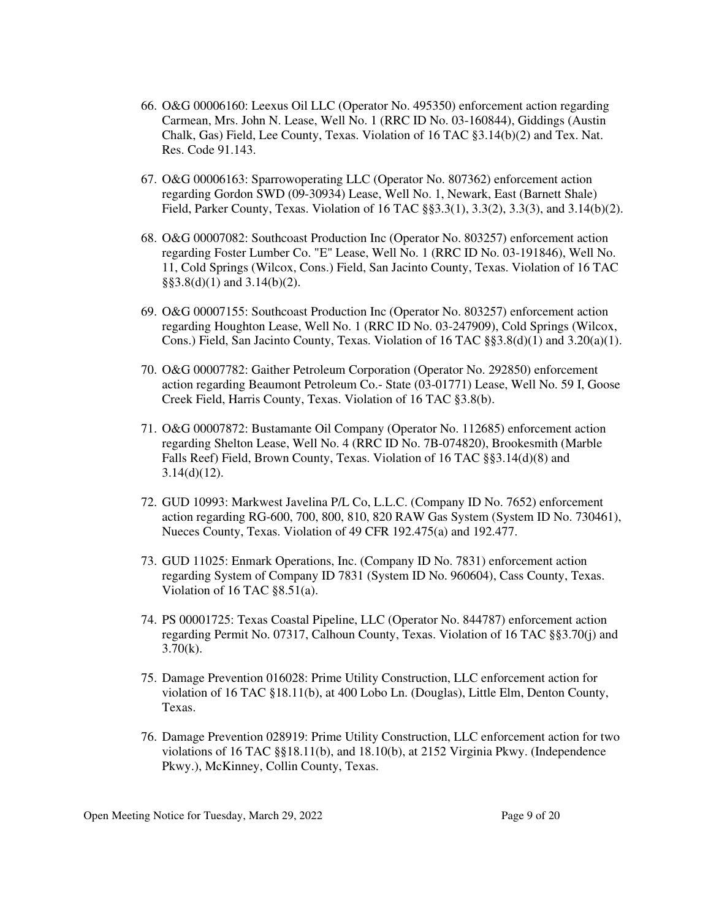66. O&G 00006160: Leexus Oil LLC (Operator No. 495350) enforcement action regarding Carmean, Mrs. John N. Lease, Well No. 1 (RRC ID No. 03-160844), Giddings (Austin Chalk, Gas) Field, Lee County, Texas. Violation of 16 TAC §3.14(b)(2) and Tex. Nat. Res. Code 91.143.

67. O&G 00006163: Sparrowoperating LLC (Operator No. 807362) enforcement action regarding Gordon SWD (09-30934) Lease, Well No. 1, Newark, East (Barnett Shale) Field, Parker County, Texas. Violation of 16 TAC §§3.3(1), 3.3(2), 3.3(3), and 3.14(b)(2).

68. O&G 00007082: Southcoast Production Inc (Operator No. 803257) enforcement action regarding Foster Lumber Co. "E" Lease, Well No. 1 (RRC ID No. 03-191846), Well No. 11, Cold Springs (Wilcox, Cons.) Field, San Jacinto County, Texas. Violation of 16 TAC §§3.8(d)(1) and 3.14(b)(2).

69. O&G 00007155: Southcoast Production Inc (Operator No. 803257) enforcement action regarding Houghton Lease, Well No. 1 (RRC ID No. 03-247909), Cold Springs (Wilcox, Cons.) Field, San Jacinto County, Texas. Violation of 16 TAC §§3.8(d)(1) and 3.20(a)(1).

70. O&G 00007782: Gaither Petroleum Corporation (Operator No. 292850) enforcement action regarding Beaumont Petroleum Co.- State (03-01771) Lease, Well No. 59 I, Goose Creek Field, Harris County, Texas. Violation of 16 TAC §3.8(b).

71. O&G 00007872: Bustamante Oil Company (Operator No. 112685) enforcement action regarding Shelton Lease, Well No. 4 (RRC ID No. 7B-074820), Brookesmith (Marble Falls Reef) Field, Brown County, Texas. Violation of 16 TAC §§3.14(d)(8) and 3.14(d)(12).

72. GUD 10993: Markwest Javelina P/L Co, L.L.C. (Company ID No. 7652) enforcement action regarding RG-600, 700, 800, 810, 820 RAW Gas System (System ID No. 730461), Nueces County, Texas. Violation of 49 CFR 192.475(a) and 192.477.

73. GUD 11025: Enmark Operations, Inc. (Company ID No. 7831) enforcement action regarding System of Company ID 7831 (System ID No. 960604), Cass County, Texas. Violation of 16 TAC §8.51(a).

74. PS 00001725: Texas Coastal Pipeline, LLC (Operator No. 844787) enforcement action regarding Permit No. 07317, Calhoun County, Texas. Violation of 16 TAC §§3.70(j) and 3.70(k).

75. Damage Prevention 016028: Prime Utility Construction, LLC enforcement action for violation of 16 TAC §18.11(b), at 400 Lobo Ln. (Douglas), Little Elm, Denton County, Texas.

76. Damage Prevention 028919: Prime Utility Construction, LLC enforcement action for two violations of 16 TAC §§18.11(b), and 18.10(b), at 2152 Virginia Pkwy. (Independence Pkwy.), McKinney, Collin County, Texas.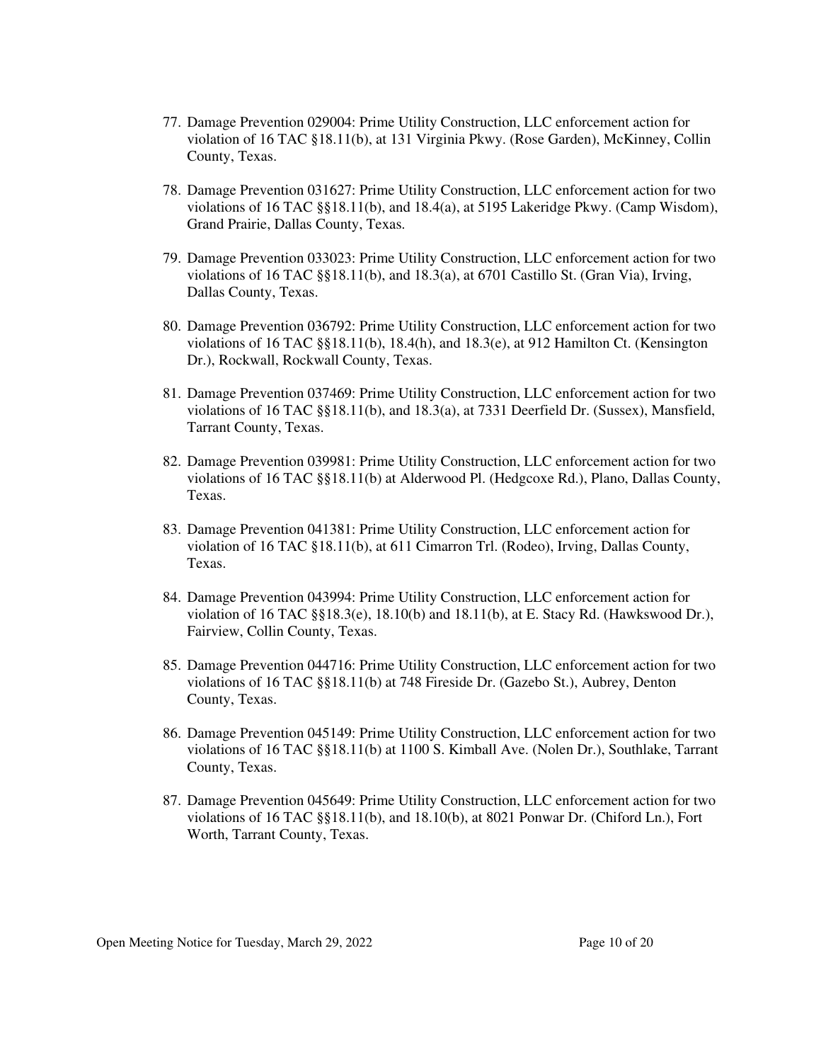77. Damage Prevention 029004: Prime Utility Construction, LLC enforcement action for violation of 16 TAC §18.11(b), at 131 Virginia Pkwy. (Rose Garden), McKinney, Collin County, Texas.

78. Damage Prevention 031627: Prime Utility Construction, LLC enforcement action for two violations of 16 TAC §§18.11(b), and 18.4(a), at 5195 Lakeridge Pkwy. (Camp Wisdom), Grand Prairie, Dallas County, Texas.

79. Damage Prevention 033023: Prime Utility Construction, LLC enforcement action for two violations of 16 TAC §§18.11(b), and 18.3(a), at 6701 Castillo St. (Gran Via), Irving, Dallas County, Texas.

80. Damage Prevention 036792: Prime Utility Construction, LLC enforcement action for two violations of 16 TAC §§18.11(b), 18.4(h), and 18.3(e), at 912 Hamilton Ct. (Kensington Dr.), Rockwall, Rockwall County, Texas.

81. Damage Prevention 037469: Prime Utility Construction, LLC enforcement action for two violations of 16 TAC §§18.11(b), and 18.3(a), at 7331 Deerfield Dr. (Sussex), Mansfield, Tarrant County, Texas.

82. Damage Prevention 039981: Prime Utility Construction, LLC enforcement action for two violations of 16 TAC §§18.11(b) at Alderwood Pl. (Hedgcoxe Rd.), Plano, Dallas County, Texas.

83. Damage Prevention 041381: Prime Utility Construction, LLC enforcement action for violation of 16 TAC §18.11(b), at 611 Cimarron Trl. (Rodeo), Irving, Dallas County, Texas.

84. Damage Prevention 043994: Prime Utility Construction, LLC enforcement action for violation of 16 TAC §§18.3(e), 18.10(b) and 18.11(b), at E. Stacy Rd. (Hawkswood Dr.), Fairview, Collin County, Texas.

85. Damage Prevention 044716: Prime Utility Construction, LLC enforcement action for two violations of 16 TAC §§18.11(b) at 748 Fireside Dr. (Gazebo St.), Aubrey, Denton County, Texas.

86. Damage Prevention 045149: Prime Utility Construction, LLC enforcement action for two violations of 16 TAC §§18.11(b) at 1100 S. Kimball Ave. (Nolen Dr.), Southlake, Tarrant County, Texas.

87. Damage Prevention 045649: Prime Utility Construction, LLC enforcement action for two violations of 16 TAC §§18.11(b), and 18.10(b), at 8021 Ponwar Dr. (Chiford Ln.), Fort Worth, Tarrant County, Texas.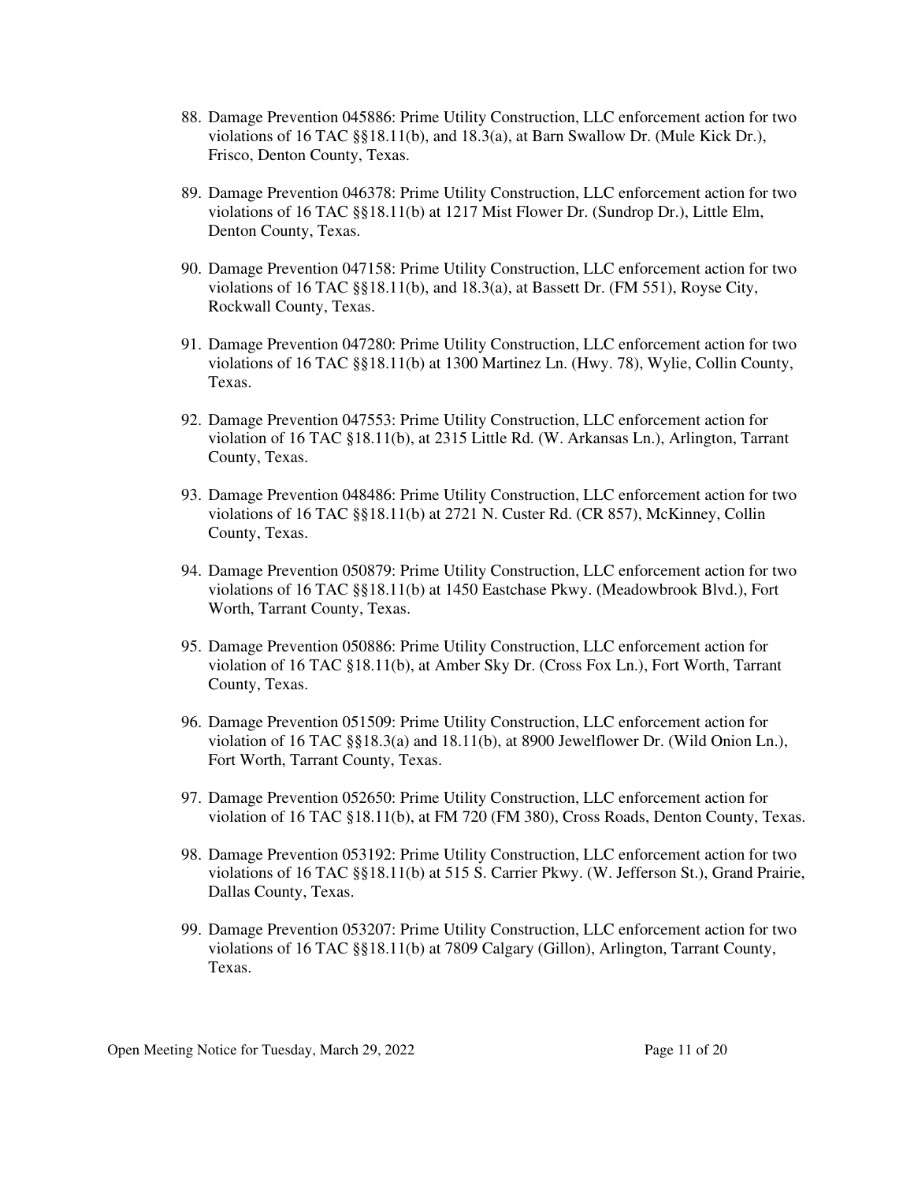88. Damage Prevention 045886: Prime Utility Construction, LLC enforcement action for two violations of 16 TAC §§18.11(b), and 18.3(a), at Barn Swallow Dr. (Mule Kick Dr.), Frisco, Denton County, Texas.

89. Damage Prevention 046378: Prime Utility Construction, LLC enforcement action for two violations of 16 TAC §§18.11(b) at 1217 Mist Flower Dr. (Sundrop Dr.), Little Elm, Denton County, Texas.

90. Damage Prevention 047158: Prime Utility Construction, LLC enforcement action for two violations of 16 TAC §§18.11(b), and 18.3(a), at Bassett Dr. (FM 551), Royse City, Rockwall County, Texas.

91. Damage Prevention 047280: Prime Utility Construction, LLC enforcement action for two violations of 16 TAC §§18.11(b) at 1300 Martinez Ln. (Hwy. 78), Wylie, Collin County, Texas.

92. Damage Prevention 047553: Prime Utility Construction, LLC enforcement action for violation of 16 TAC §18.11(b), at 2315 Little Rd. (W. Arkansas Ln.), Arlington, Tarrant County, Texas.

93. Damage Prevention 048486: Prime Utility Construction, LLC enforcement action for two violations of 16 TAC §§18.11(b) at 2721 N. Custer Rd. (CR 857), McKinney, Collin County, Texas.

94. Damage Prevention 050879: Prime Utility Construction, LLC enforcement action for two violations of 16 TAC §§18.11(b) at 1450 Eastchase Pkwy. (Meadowbrook Blvd.), Fort Worth, Tarrant County, Texas.

95. Damage Prevention 050886: Prime Utility Construction, LLC enforcement action for violation of 16 TAC §18.11(b), at Amber Sky Dr. (Cross Fox Ln.), Fort Worth, Tarrant County, Texas.

96. Damage Prevention 051509: Prime Utility Construction, LLC enforcement action for violation of 16 TAC §§18.3(a) and 18.11(b), at 8900 Jewelflower Dr. (Wild Onion Ln.), Fort Worth, Tarrant County, Texas.

97. Damage Prevention 052650: Prime Utility Construction, LLC enforcement action for violation of 16 TAC §18.11(b), at FM 720 (FM 380), Cross Roads, Denton County, Texas.

98. Damage Prevention 053192: Prime Utility Construction, LLC enforcement action for two violations of 16 TAC §§18.11(b) at 515 S. Carrier Pkwy. (W. Jefferson St.), Grand Prairie, Dallas County, Texas.

99. Damage Prevention 053207: Prime Utility Construction, LLC enforcement action for two violations of 16 TAC §§18.11(b) at 7809 Calgary (Gillon), Arlington, Tarrant County, Texas.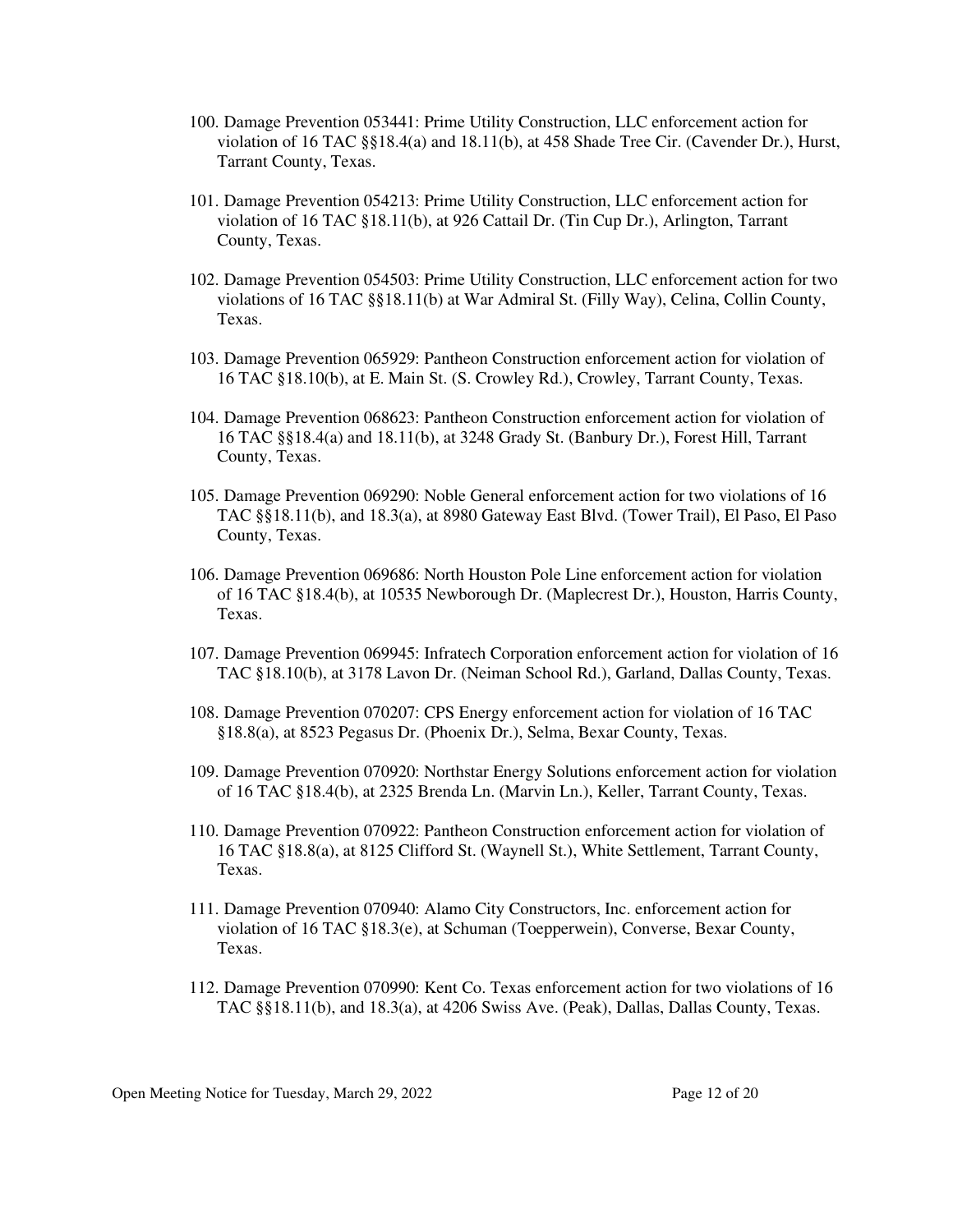100. Damage Prevention 053441: Prime Utility Construction, LLC enforcement action for violation of 16 TAC §§18.4(a) and 18.11(b), at 458 Shade Tree Cir. (Cavender Dr.), Hurst, Tarrant County, Texas.

101. Damage Prevention 054213: Prime Utility Construction, LLC enforcement action for violation of 16 TAC §18.11(b), at 926 Cattail Dr. (Tin Cup Dr.), Arlington, Tarrant County, Texas.

102. Damage Prevention 054503: Prime Utility Construction, LLC enforcement action for two violations of 16 TAC §§18.11(b) at War Admiral St. (Filly Way), Celina, Collin County, Texas.

103. Damage Prevention 065929: Pantheon Construction enforcement action for violation of 16 TAC §18.10(b), at E. Main St. (S. Crowley Rd.), Crowley, Tarrant County, Texas.

104. Damage Prevention 068623: Pantheon Construction enforcement action for violation of 16 TAC §§18.4(a) and 18.11(b), at 3248 Grady St. (Banbury Dr.), Forest Hill, Tarrant County, Texas.

105. Damage Prevention 069290: Noble General enforcement action for two violations of 16 TAC §§18.11(b), and 18.3(a), at 8980 Gateway East Blvd. (Tower Trail), El Paso, El Paso County, Texas.

106. Damage Prevention 069686: North Houston Pole Line enforcement action for violation of 16 TAC §18.4(b), at 10535 Newborough Dr. (Maplecrest Dr.), Houston, Harris County, Texas.

107. Damage Prevention 069945: Infratech Corporation enforcement action for violation of 16 TAC §18.10(b), at 3178 Lavon Dr. (Neiman School Rd.), Garland, Dallas County, Texas.

108. Damage Prevention 070207: CPS Energy enforcement action for violation of 16 TAC §18.8(a), at 8523 Pegasus Dr. (Phoenix Dr.), Selma, Bexar County, Texas.

109. Damage Prevention 070920: Northstar Energy Solutions enforcement action for violation of 16 TAC §18.4(b), at 2325 Brenda Ln. (Marvin Ln.), Keller, Tarrant County, Texas.

110. Damage Prevention 070922: Pantheon Construction enforcement action for violation of 16 TAC §18.8(a), at 8125 Clifford St. (Waynell St.), White Settlement, Tarrant County, Texas.

111. Damage Prevention 070940: Alamo City Constructors, Inc. enforcement action for violation of 16 TAC §18.3(e), at Schuman (Toepperwein), Converse, Bexar County, Texas.

112. Damage Prevention 070990: Kent Co. Texas enforcement action for two violations of 16 TAC §§18.11(b), and 18.3(a), at 4206 Swiss Ave. (Peak), Dallas, Dallas County, Texas.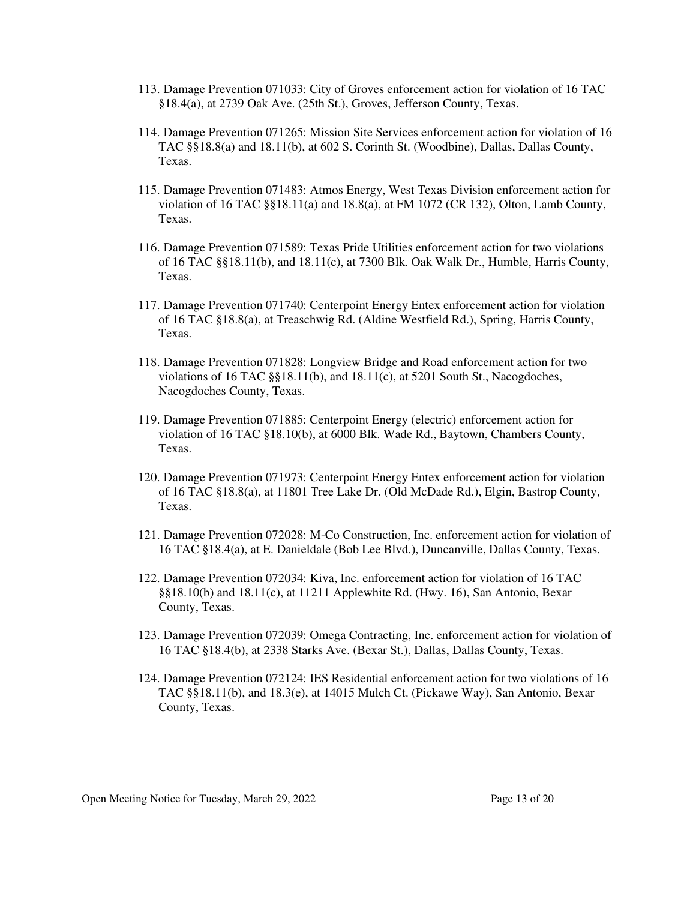113. Damage Prevention 071033: City of Groves enforcement action for violation of 16 TAC §18.4(a), at 2739 Oak Ave. (25th St.), Groves, Jefferson County, Texas.

114. Damage Prevention 071265: Mission Site Services enforcement action for violation of 16 TAC §§18.8(a) and 18.11(b), at 602 S. Corinth St. (Woodbine), Dallas, Dallas County, Texas.

115. Damage Prevention 071483: Atmos Energy, West Texas Division enforcement action for violation of 16 TAC §§18.11(a) and 18.8(a), at FM 1072 (CR 132), Olton, Lamb County, Texas.

116. Damage Prevention 071589: Texas Pride Utilities enforcement action for two violations of 16 TAC §§18.11(b), and 18.11(c), at 7300 Blk. Oak Walk Dr., Humble, Harris County, Texas.

117. Damage Prevention 071740: Centerpoint Energy Entex enforcement action for violation of 16 TAC §18.8(a), at Treaschwig Rd. (Aldine Westfield Rd.), Spring, Harris County, Texas.

118. Damage Prevention 071828: Longview Bridge and Road enforcement action for two violations of 16 TAC §§18.11(b), and 18.11(c), at 5201 South St., Nacogdoches, Nacogdoches County, Texas.

119. Damage Prevention 071885: Centerpoint Energy (electric) enforcement action for violation of 16 TAC §18.10(b), at 6000 Blk. Wade Rd., Baytown, Chambers County, Texas.

120. Damage Prevention 071973: Centerpoint Energy Entex enforcement action for violation of 16 TAC §18.8(a), at 11801 Tree Lake Dr. (Old McDade Rd.), Elgin, Bastrop County, Texas.

121. Damage Prevention 072028: M-Co Construction, Inc. enforcement action for violation of 16 TAC §18.4(a), at E. Danieldale (Bob Lee Blvd.), Duncanville, Dallas County, Texas.

122. Damage Prevention 072034: Kiva, Inc. enforcement action for violation of 16 TAC §§18.10(b) and 18.11(c), at 11211 Applewhite Rd. (Hwy. 16), San Antonio, Bexar County, Texas.

123. Damage Prevention 072039: Omega Contracting, Inc. enforcement action for violation of 16 TAC §18.4(b), at 2338 Starks Ave. (Bexar St.), Dallas, Dallas County, Texas.

124. Damage Prevention 072124: IES Residential enforcement action for two violations of 16 TAC §§18.11(b), and 18.3(e), at 14015 Mulch Ct. (Pickawe Way), San Antonio, Bexar County, Texas.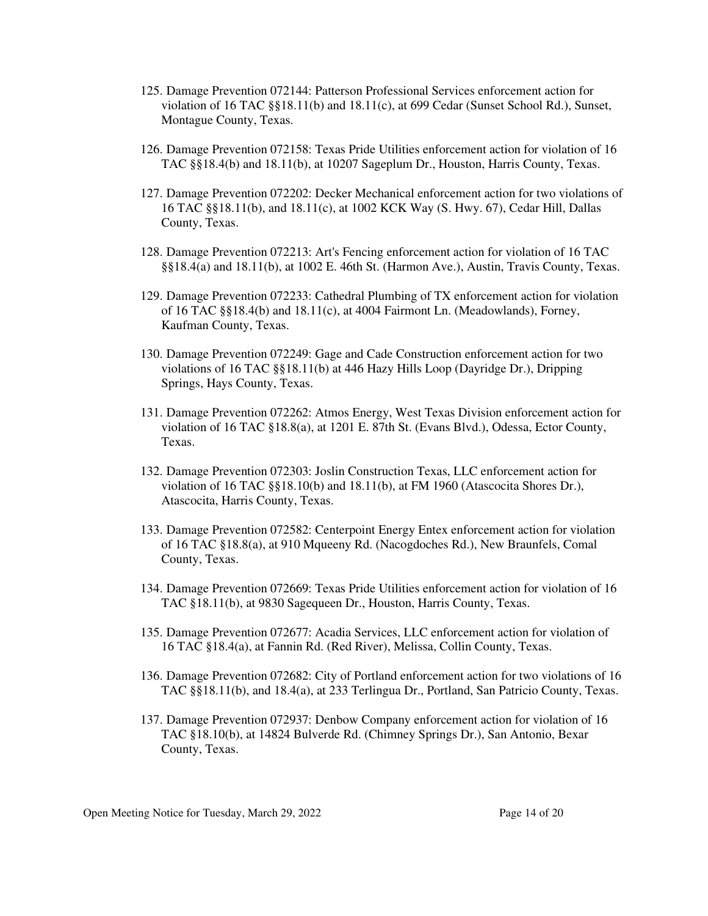125. Damage Prevention 072144: Patterson Professional Services enforcement action for violation of 16 TAC §§18.11(b) and 18.11(c), at 699 Cedar (Sunset School Rd.), Sunset, Montague County, Texas.

126. Damage Prevention 072158: Texas Pride Utilities enforcement action for violation of 16 TAC §§18.4(b) and 18.11(b), at 10207 Sageplum Dr., Houston, Harris County, Texas.

127. Damage Prevention 072202: Decker Mechanical enforcement action for two violations of 16 TAC §§18.11(b), and 18.11(c), at 1002 KCK Way (S. Hwy. 67), Cedar Hill, Dallas County, Texas.

128. Damage Prevention 072213: Art's Fencing enforcement action for violation of 16 TAC §§18.4(a) and 18.11(b), at 1002 E. 46th St. (Harmon Ave.), Austin, Travis County, Texas.

129. Damage Prevention 072233: Cathedral Plumbing of TX enforcement action for violation of 16 TAC §§18.4(b) and 18.11(c), at 4004 Fairmont Ln. (Meadowlands), Forney, Kaufman County, Texas.

130. Damage Prevention 072249: Gage and Cade Construction enforcement action for two violations of 16 TAC §§18.11(b) at 446 Hazy Hills Loop (Dayridge Dr.), Dripping Springs, Hays County, Texas.

131. Damage Prevention 072262: Atmos Energy, West Texas Division enforcement action for violation of 16 TAC §18.8(a), at 1201 E. 87th St. (Evans Blvd.), Odessa, Ector County, Texas.

132. Damage Prevention 072303: Joslin Construction Texas, LLC enforcement action for violation of 16 TAC §§18.10(b) and 18.11(b), at FM 1960 (Atascocita Shores Dr.), Atascocita, Harris County, Texas.

133. Damage Prevention 072582: Centerpoint Energy Entex enforcement action for violation of 16 TAC §18.8(a), at 910 Mqueeny Rd. (Nacogdoches Rd.), New Braunfels, Comal County, Texas.

134. Damage Prevention 072669: Texas Pride Utilities enforcement action for violation of 16 TAC §18.11(b), at 9830 Sagequeen Dr., Houston, Harris County, Texas.

135. Damage Prevention 072677: Acadia Services, LLC enforcement action for violation of 16 TAC §18.4(a), at Fannin Rd. (Red River), Melissa, Collin County, Texas.

136. Damage Prevention 072682: City of Portland enforcement action for two violations of 16 TAC §§18.11(b), and 18.4(a), at 233 Terlingua Dr., Portland, San Patricio County, Texas.

137. Damage Prevention 072937: Denbow Company enforcement action for violation of 16 TAC §18.10(b), at 14824 Bulverde Rd. (Chimney Springs Dr.), San Antonio, Bexar County, Texas.

Open Meeting Notice for Tuesday, March 29, 2022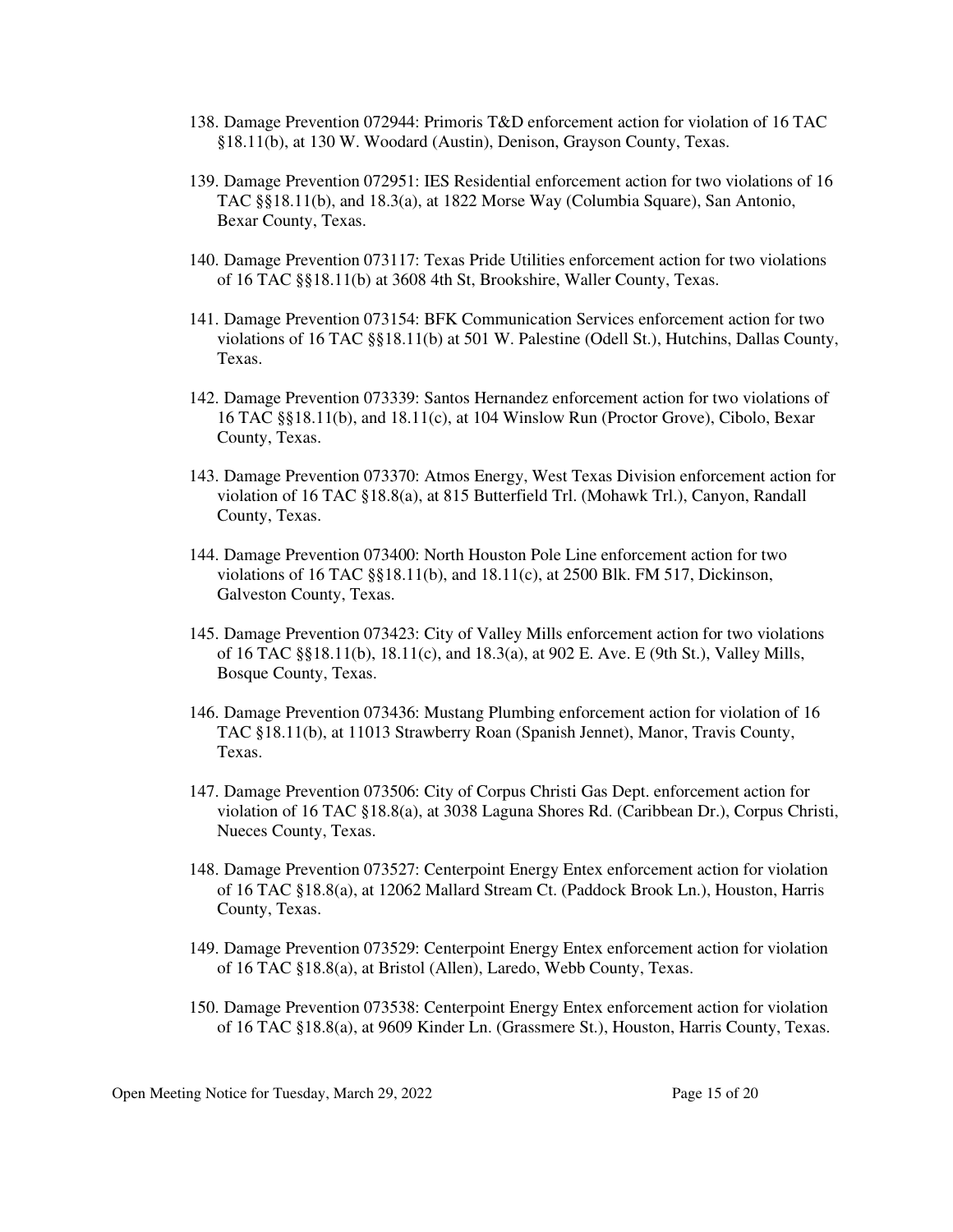138. Damage Prevention 072944: Primoris T&D enforcement action for violation of 16 TAC §18.11(b), at 130 W. Woodard (Austin), Denison, Grayson County, Texas.

139. Damage Prevention 072951: IES Residential enforcement action for two violations of 16 TAC §§18.11(b), and 18.3(a), at 1822 Morse Way (Columbia Square), San Antonio, Bexar County, Texas.

140. Damage Prevention 073117: Texas Pride Utilities enforcement action for two violations of 16 TAC §§18.11(b) at 3608 4th St, Brookshire, Waller County, Texas.

141. Damage Prevention 073154: BFK Communication Services enforcement action for two violations of 16 TAC §§18.11(b) at 501 W. Palestine (Odell St.), Hutchins, Dallas County, Texas.

142. Damage Prevention 073339: Santos Hernandez enforcement action for two violations of 16 TAC §§18.11(b), and 18.11(c), at 104 Winslow Run (Proctor Grove), Cibolo, Bexar County, Texas.

143. Damage Prevention 073370: Atmos Energy, West Texas Division enforcement action for violation of 16 TAC §18.8(a), at 815 Butterfield Trl. (Mohawk Trl.), Canyon, Randall County, Texas.

144. Damage Prevention 073400: North Houston Pole Line enforcement action for two violations of 16 TAC §§18.11(b), and 18.11(c), at 2500 Blk. FM 517, Dickinson, Galveston County, Texas.

145. Damage Prevention 073423: City of Valley Mills enforcement action for two violations of 16 TAC §§18.11(b), 18.11(c), and 18.3(a), at 902 E. Ave. E (9th St.), Valley Mills, Bosque County, Texas.

146. Damage Prevention 073436: Mustang Plumbing enforcement action for violation of 16 TAC §18.11(b), at 11013 Strawberry Roan (Spanish Jennet), Manor, Travis County, Texas.

147. Damage Prevention 073506: City of Corpus Christi Gas Dept. enforcement action for violation of 16 TAC §18.8(a), at 3038 Laguna Shores Rd. (Caribbean Dr.), Corpus Christi, Nueces County, Texas.

148. Damage Prevention 073527: Centerpoint Energy Entex enforcement action for violation of 16 TAC §18.8(a), at 12062 Mallard Stream Ct. (Paddock Brook Ln.), Houston, Harris County, Texas.

149. Damage Prevention 073529: Centerpoint Energy Entex enforcement action for violation of 16 TAC §18.8(a), at Bristol (Allen), Laredo, Webb County, Texas.

150. Damage Prevention 073538: Centerpoint Energy Entex enforcement action for violation of 16 TAC §18.8(a), at 9609 Kinder Ln. (Grassmere St.), Houston, Harris County, Texas.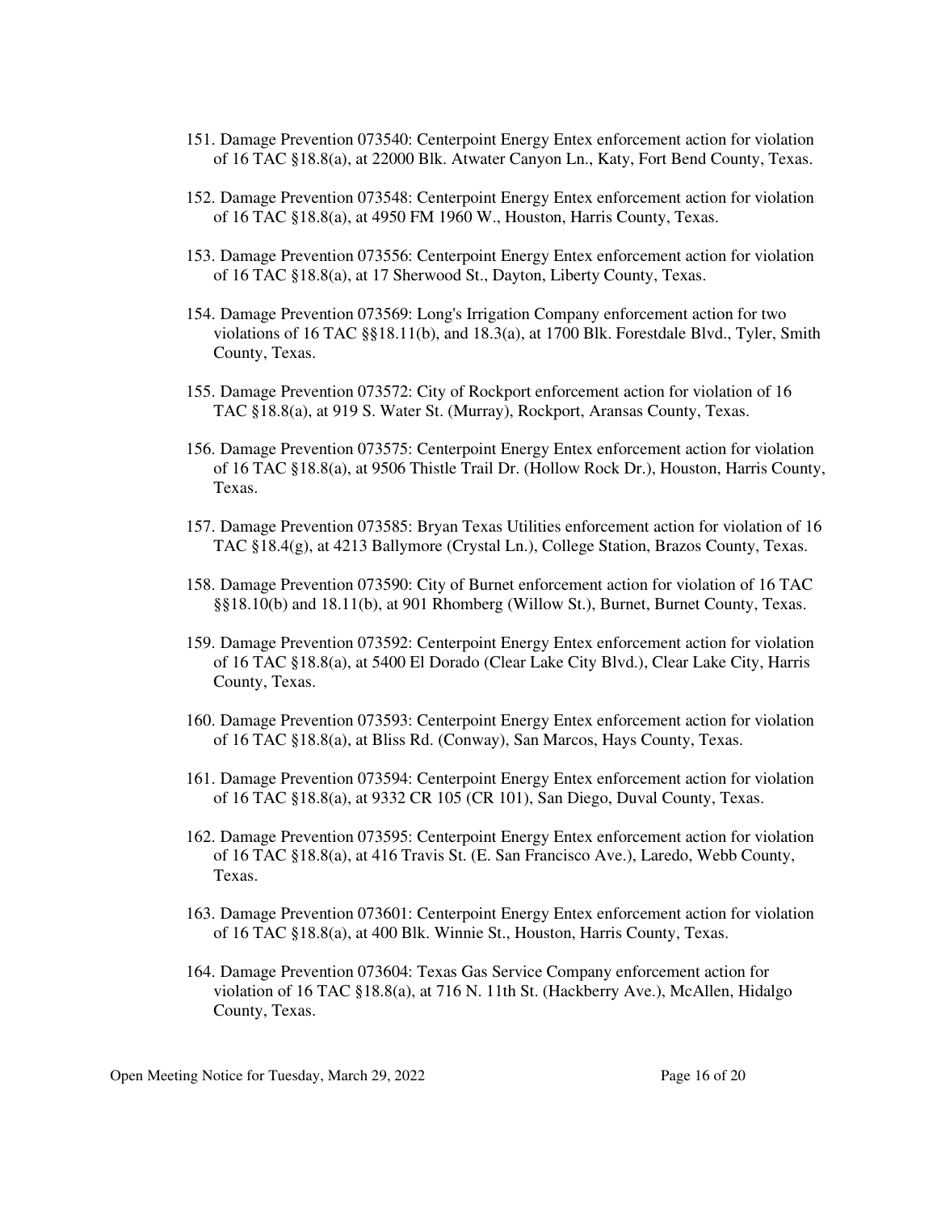151. Damage Prevention 073540: Centerpoint Energy Entex enforcement action for violation of 16 TAC §18.8(a), at 22000 Blk. Atwater Canyon Ln., Katy, Fort Bend County, Texas.

152. Damage Prevention 073548: Centerpoint Energy Entex enforcement action for violation of 16 TAC §18.8(a), at 4950 FM 1960 W., Houston, Harris County, Texas.

153. Damage Prevention 073556: Centerpoint Energy Entex enforcement action for violation of 16 TAC §18.8(a), at 17 Sherwood St., Dayton, Liberty County, Texas.

154. Damage Prevention 073569: Long's Irrigation Company enforcement action for two violations of 16 TAC §§18.11(b), and 18.3(a), at 1700 Blk. Forestdale Blvd., Tyler, Smith County, Texas.

155. Damage Prevention 073572: City of Rockport enforcement action for violation of 16 TAC §18.8(a), at 919 S. Water St. (Murray), Rockport, Aransas County, Texas.

156. Damage Prevention 073575: Centerpoint Energy Entex enforcement action for violation of 16 TAC §18.8(a), at 9506 Thistle Trail Dr. (Hollow Rock Dr.), Houston, Harris County, Texas.

157. Damage Prevention 073585: Bryan Texas Utilities enforcement action for violation of 16 TAC §18.4(g), at 4213 Ballymore (Crystal Ln.), College Station, Brazos County, Texas.

158. Damage Prevention 073590: City of Burnet enforcement action for violation of 16 TAC §§18.10(b) and 18.11(b), at 901 Rhomberg (Willow St.), Burnet, Burnet County, Texas.

159. Damage Prevention 073592: Centerpoint Energy Entex enforcement action for violation of 16 TAC §18.8(a), at 5400 El Dorado (Clear Lake City Blvd.), Clear Lake City, Harris County, Texas.

160. Damage Prevention 073593: Centerpoint Energy Entex enforcement action for violation of 16 TAC §18.8(a), at Bliss Rd. (Conway), San Marcos, Hays County, Texas.

161. Damage Prevention 073594: Centerpoint Energy Entex enforcement action for violation of 16 TAC §18.8(a), at 9332 CR 105 (CR 101), San Diego, Duval County, Texas.

162. Damage Prevention 073595: Centerpoint Energy Entex enforcement action for violation of 16 TAC §18.8(a), at 416 Travis St. (E. San Francisco Ave.), Laredo, Webb County, Texas.

163. Damage Prevention 073601: Centerpoint Energy Entex enforcement action for violation of 16 TAC §18.8(a), at 400 Blk. Winnie St., Houston, Harris County, Texas.

164. Damage Prevention 073604: Texas Gas Service Company enforcement action for violation of 16 TAC §18.8(a), at 716 N. 11th St. (Hackberry Ave.), McAllen, Hidalgo County, Texas.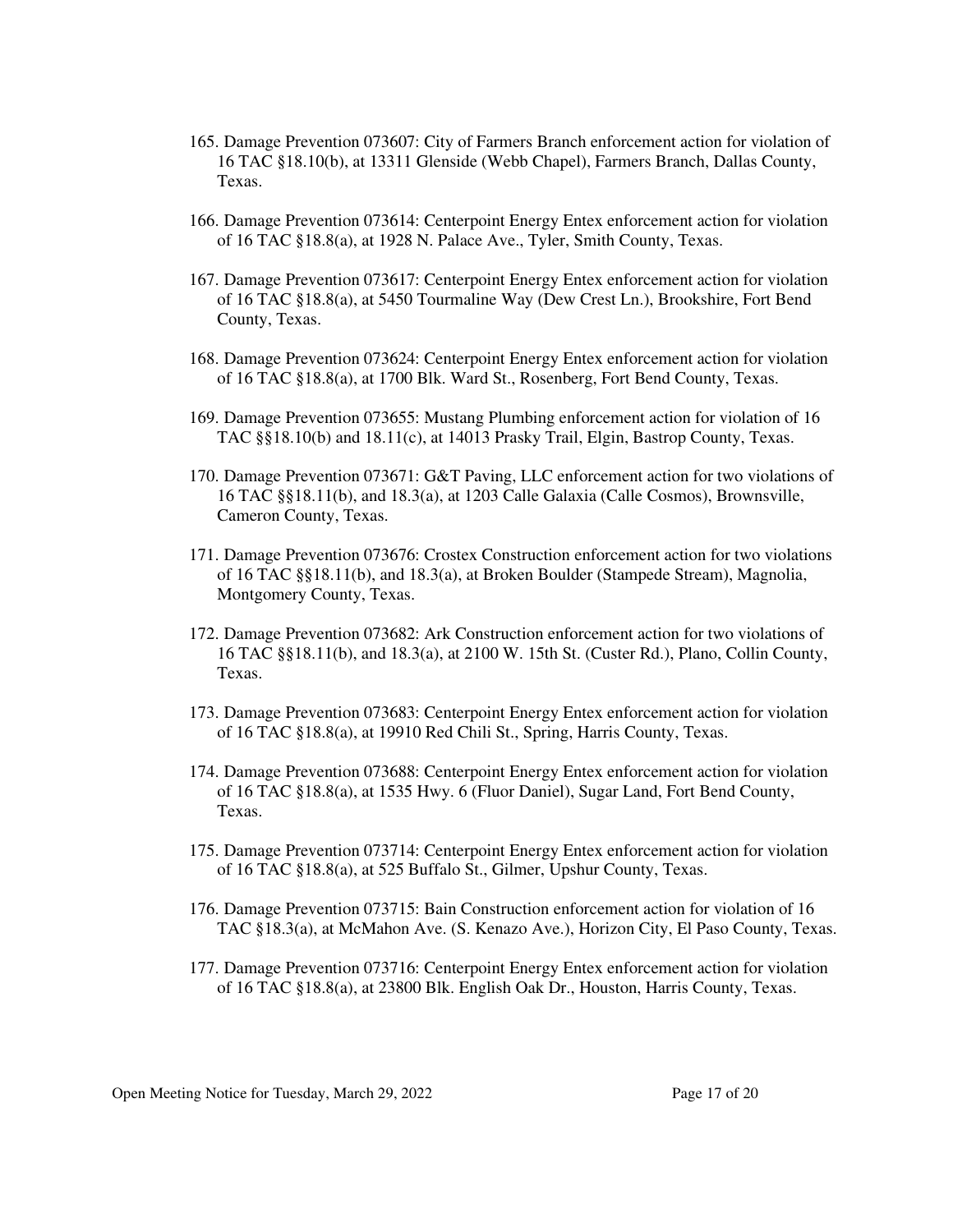165. Damage Prevention 073607: City of Farmers Branch enforcement action for violation of 16 TAC §18.10(b), at 13311 Glenside (Webb Chapel), Farmers Branch, Dallas County, Texas.

166. Damage Prevention 073614: Centerpoint Energy Entex enforcement action for violation of 16 TAC §18.8(a), at 1928 N. Palace Ave., Tyler, Smith County, Texas.

167. Damage Prevention 073617: Centerpoint Energy Entex enforcement action for violation of 16 TAC §18.8(a), at 5450 Tourmaline Way (Dew Crest Ln.), Brookshire, Fort Bend County, Texas.

168. Damage Prevention 073624: Centerpoint Energy Entex enforcement action for violation of 16 TAC §18.8(a), at 1700 Blk. Ward St., Rosenberg, Fort Bend County, Texas.

169. Damage Prevention 073655: Mustang Plumbing enforcement action for violation of 16 TAC §§18.10(b) and 18.11(c), at 14013 Prasky Trail, Elgin, Bastrop County, Texas.

170. Damage Prevention 073671: G&T Paving, LLC enforcement action for two violations of 16 TAC §§18.11(b), and 18.3(a), at 1203 Calle Galaxia (Calle Cosmos), Brownsville, Cameron County, Texas.

171. Damage Prevention 073676: Crostex Construction enforcement action for two violations of 16 TAC §§18.11(b), and 18.3(a), at Broken Boulder (Stampede Stream), Magnolia, Montgomery County, Texas.

172. Damage Prevention 073682: Ark Construction enforcement action for two violations of 16 TAC §§18.11(b), and 18.3(a), at 2100 W. 15th St. (Custer Rd.), Plano, Collin County, Texas.

173. Damage Prevention 073683: Centerpoint Energy Entex enforcement action for violation of 16 TAC §18.8(a), at 19910 Red Chili St., Spring, Harris County, Texas.

174. Damage Prevention 073688: Centerpoint Energy Entex enforcement action for violation of 16 TAC §18.8(a), at 1535 Hwy. 6 (Fluor Daniel), Sugar Land, Fort Bend County, Texas.

175. Damage Prevention 073714: Centerpoint Energy Entex enforcement action for violation of 16 TAC §18.8(a), at 525 Buffalo St., Gilmer, Upshur County, Texas.

176. Damage Prevention 073715: Bain Construction enforcement action for violation of 16 TAC §18.3(a), at McMahon Ave. (S. Kenazo Ave.), Horizon City, El Paso County, Texas.

177. Damage Prevention 073716: Centerpoint Energy Entex enforcement action for violation of 16 TAC §18.8(a), at 23800 Blk. English Oak Dr., Houston, Harris County, Texas.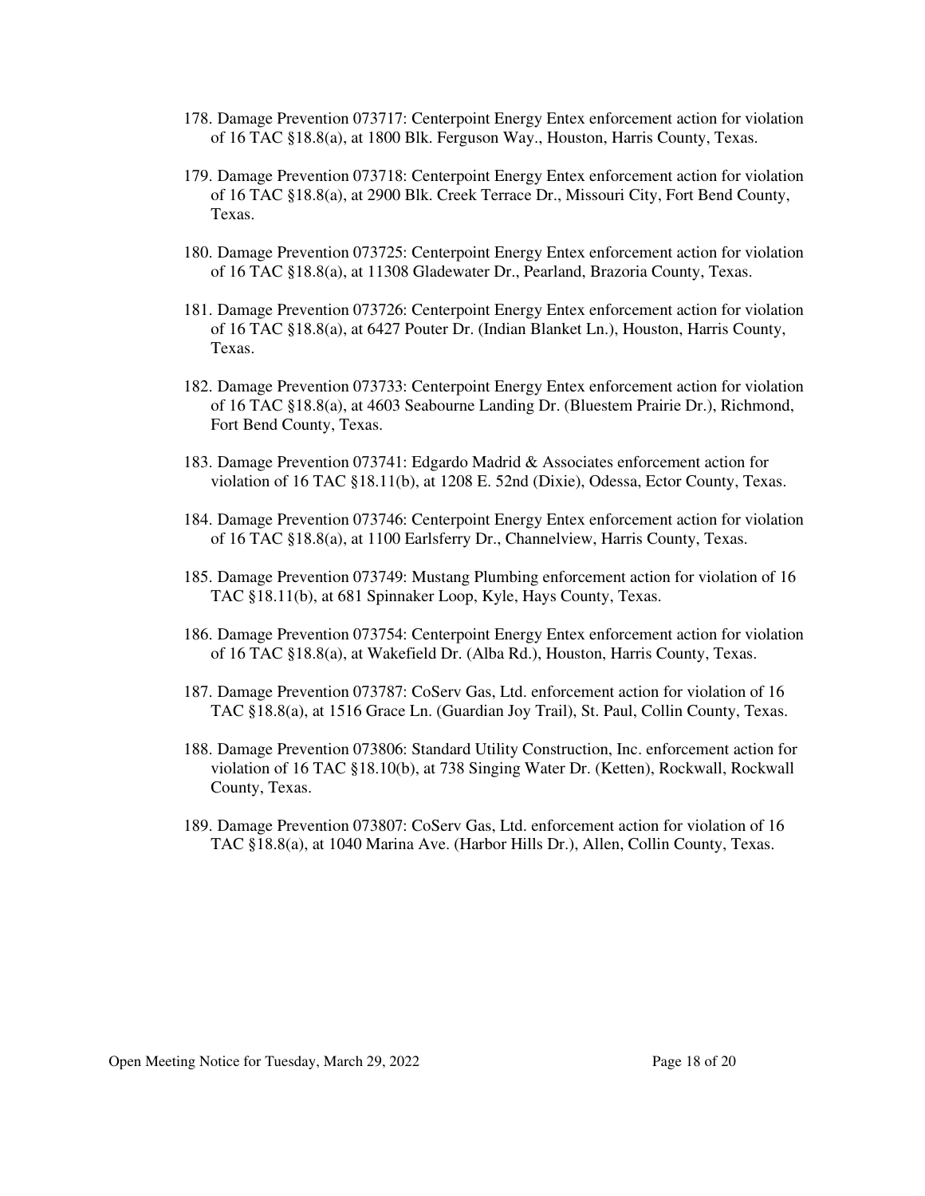178. Damage Prevention 073717: Centerpoint Energy Entex enforcement action for violation of 16 TAC §18.8(a), at 1800 Blk. Ferguson Way., Houston, Harris County, Texas.

179. Damage Prevention 073718: Centerpoint Energy Entex enforcement action for violation of 16 TAC §18.8(a), at 2900 Blk. Creek Terrace Dr., Missouri City, Fort Bend County, Texas.

180. Damage Prevention 073725: Centerpoint Energy Entex enforcement action for violation of 16 TAC §18.8(a), at 11308 Gladewater Dr., Pearland, Brazoria County, Texas.

181. Damage Prevention 073726: Centerpoint Energy Entex enforcement action for violation of 16 TAC §18.8(a), at 6427 Pouter Dr. (Indian Blanket Ln.), Houston, Harris County, Texas.

182. Damage Prevention 073733: Centerpoint Energy Entex enforcement action for violation of 16 TAC §18.8(a), at 4603 Seabourne Landing Dr. (Bluestem Prairie Dr.), Richmond, Fort Bend County, Texas.

183. Damage Prevention 073741: Edgardo Madrid & Associates enforcement action for violation of 16 TAC §18.11(b), at 1208 E. 52nd (Dixie), Odessa, Ector County, Texas.

184. Damage Prevention 073746: Centerpoint Energy Entex enforcement action for violation of 16 TAC §18.8(a), at 1100 Earlsferry Dr., Channelview, Harris County, Texas.

185. Damage Prevention 073749: Mustang Plumbing enforcement action for violation of 16 TAC §18.11(b), at 681 Spinnaker Loop, Kyle, Hays County, Texas.

186. Damage Prevention 073754: Centerpoint Energy Entex enforcement action for violation of 16 TAC §18.8(a), at Wakefield Dr. (Alba Rd.), Houston, Harris County, Texas.

187. Damage Prevention 073787: CoServ Gas, Ltd. enforcement action for violation of 16 TAC §18.8(a), at 1516 Grace Ln. (Guardian Joy Trail), St. Paul, Collin County, Texas.

188. Damage Prevention 073806: Standard Utility Construction, Inc. enforcement action for violation of 16 TAC §18.10(b), at 738 Singing Water Dr. (Ketten), Rockwall, Rockwall County, Texas.

189. Damage Prevention 073807: CoServ Gas, Ltd. enforcement action for violation of 16 TAC §18.8(a), at 1040 Marina Ave. (Harbor Hills Dr.), Allen, Collin County, Texas.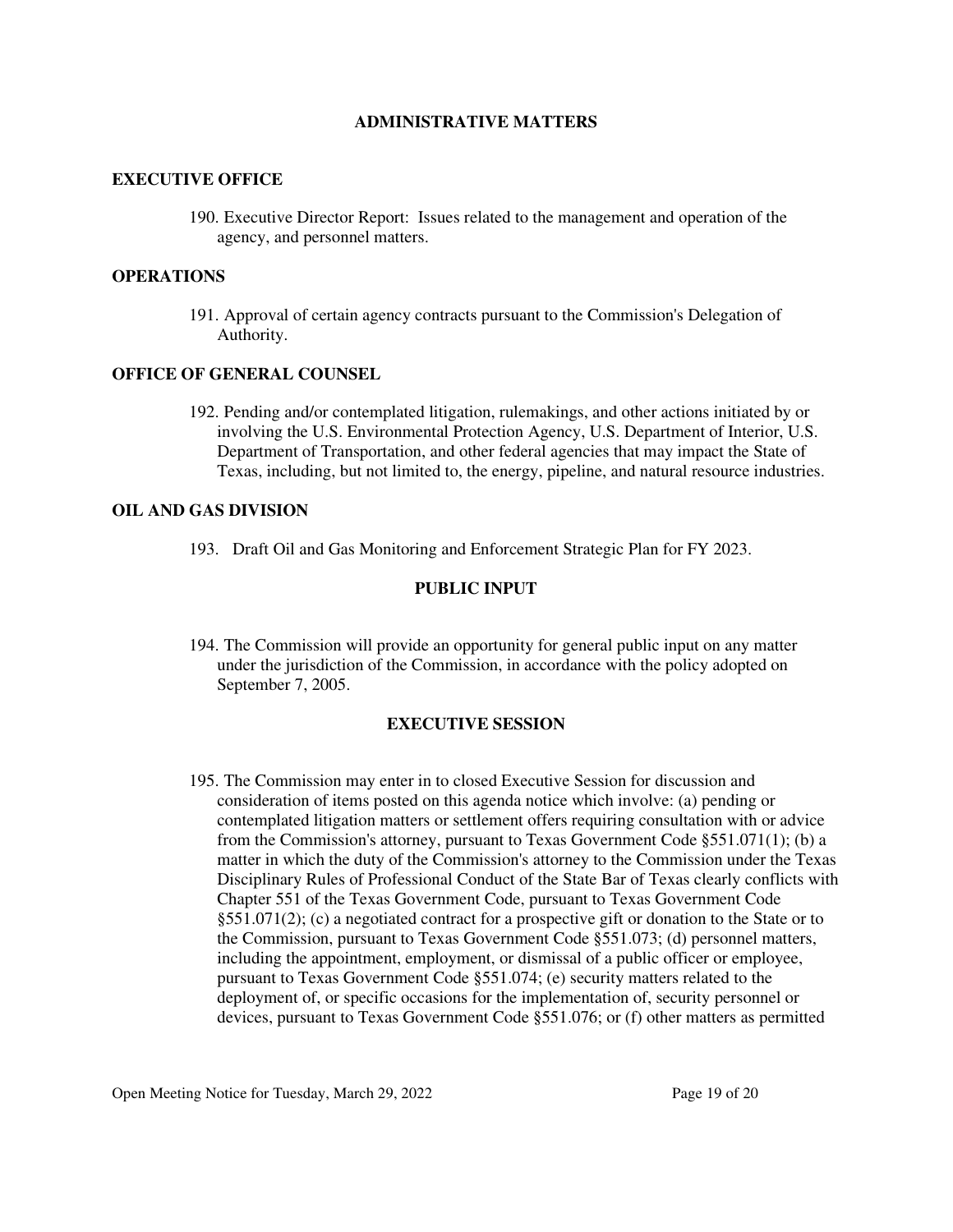## ADMINISTRATIVE MATTERS

### EXECUTIVE OFFICE

190. Executive Director Report: Issues related to the management and operation of the agency, and personnel matters.

### OPERATIONS

191. Approval of certain agency contracts pursuant to the Commission's Delegation of Authority.

### OFFICE OF GENERAL COUNSEL

192. Pending and/or contemplated litigation, rulemakings, and other actions initiated by or involving the U.S. Environmental Protection Agency, U.S. Department of Interior, U.S. Department of Transportation, and other federal agencies that may impact the State of Texas, including, but not limited to, the energy, pipeline, and natural resource industries.

### OIL AND GAS DIVISION

193. Draft Oil and Gas Monitoring and Enforcement Strategic Plan for FY 2023.

## PUBLIC INPUT

194. The Commission will provide an opportunity for general public input on any matter under the jurisdiction of the Commission, in accordance with the policy adopted on September 7, 2005.

## EXECUTIVE SESSION

195. The Commission may enter in to closed Executive Session for discussion and consideration of items posted on this agenda notice which involve: (a) pending or contemplated litigation matters or settlement offers requiring consultation with or advice from the Commission's attorney, pursuant to Texas Government Code §551.071(1); (b) a matter in which the duty of the Commission's attorney to the Commission under the Texas Disciplinary Rules of Professional Conduct of the State Bar of Texas clearly conflicts with Chapter 551 of the Texas Government Code, pursuant to Texas Government Code §551.071(2); (c) a negotiated contract for a prospective gift or donation to the State or to the Commission, pursuant to Texas Government Code §551.073; (d) personnel matters, including the appointment, employment, or dismissal of a public officer or employee, pursuant to Texas Government Code §551.074; (e) security matters related to the deployment of, or specific occasions for the implementation of, security personnel or devices, pursuant to Texas Government Code §551.076; or (f) other matters as permitted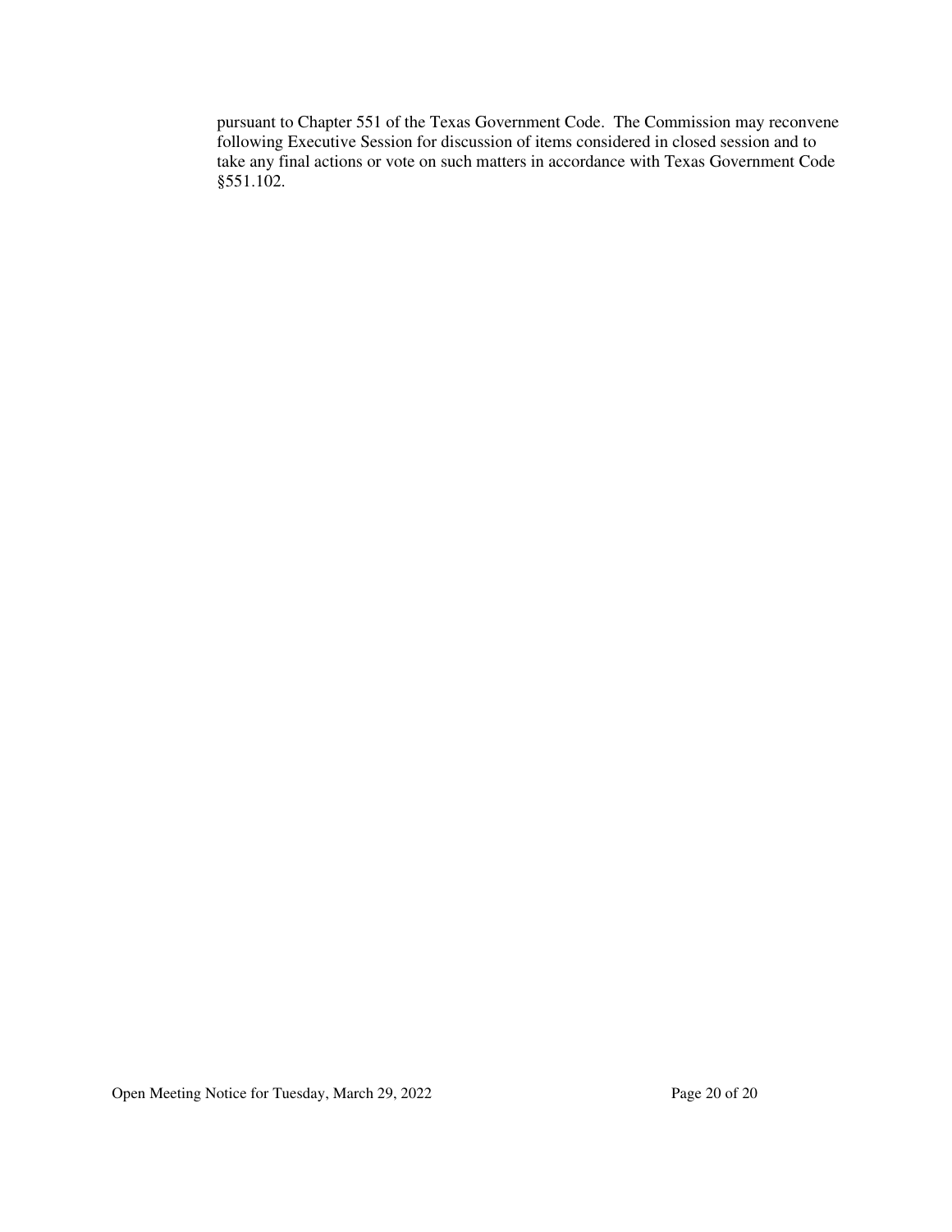pursuant to Chapter 551 of the Texas Government Code. The Commission may reconvene following Executive Session for discussion of items considered in closed session and to take any final actions or vote on such matters in accordance with Texas Government Code §551.102.